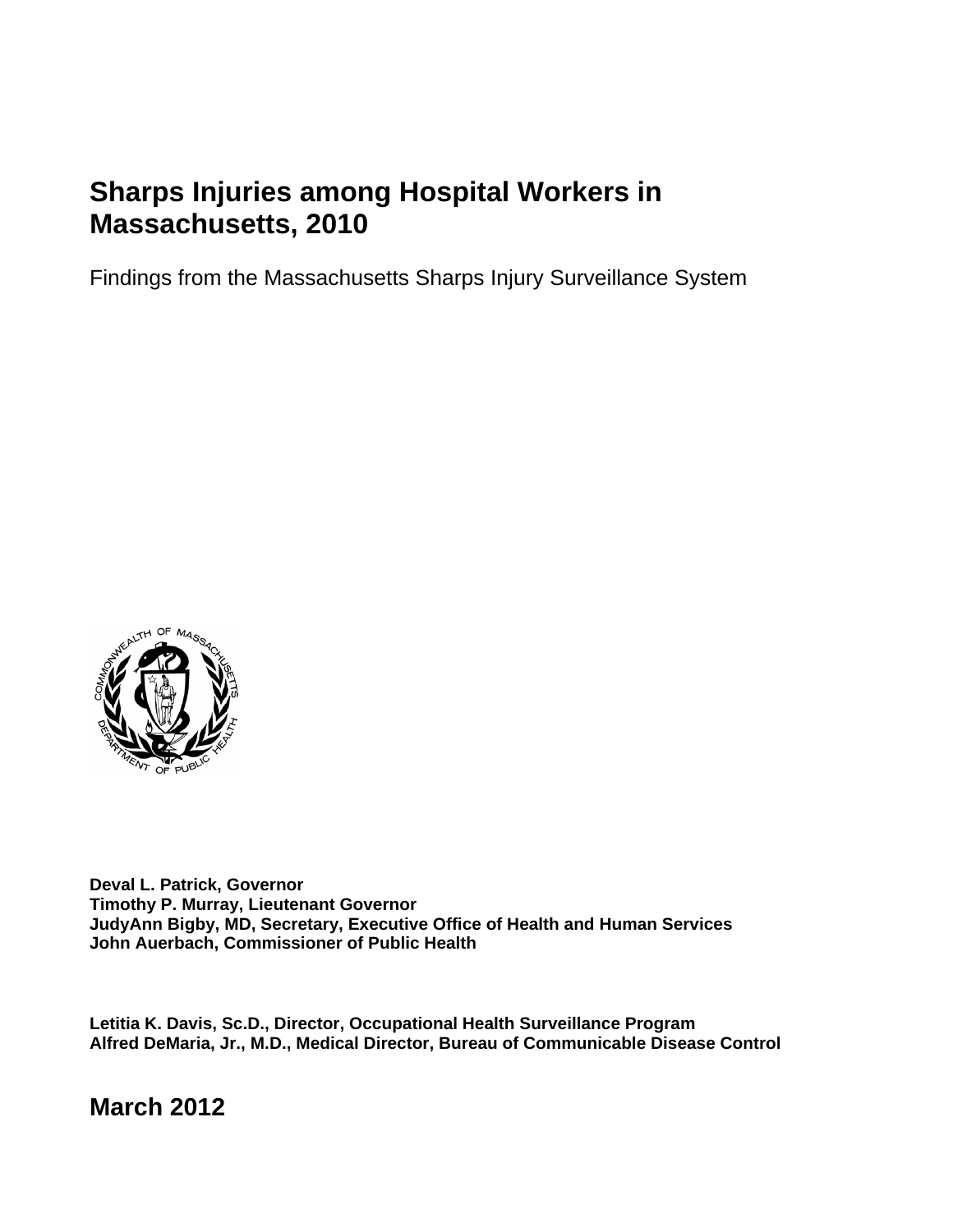# Sharps Injuries among Hospital Workers in Massachusetts, 2010

Findings from the Massachusetts Sharps Injury Surveillance System

**Deval L. Patrick, Governor**
**Timothy P. Murray, Lieutenant Governor**
**JudyAnn Bigby, MD, Secretary, Executive Office of Health and Human Services**
**John Auerbach, Commissioner of Public Health**

**Letitia K. Davis, Sc.D., Director, Occupational Health Surveillance Program**
**Alfred DeMaria, Jr., M.D., Medical Director, Bureau of Communicable Disease Control**

**March 2012**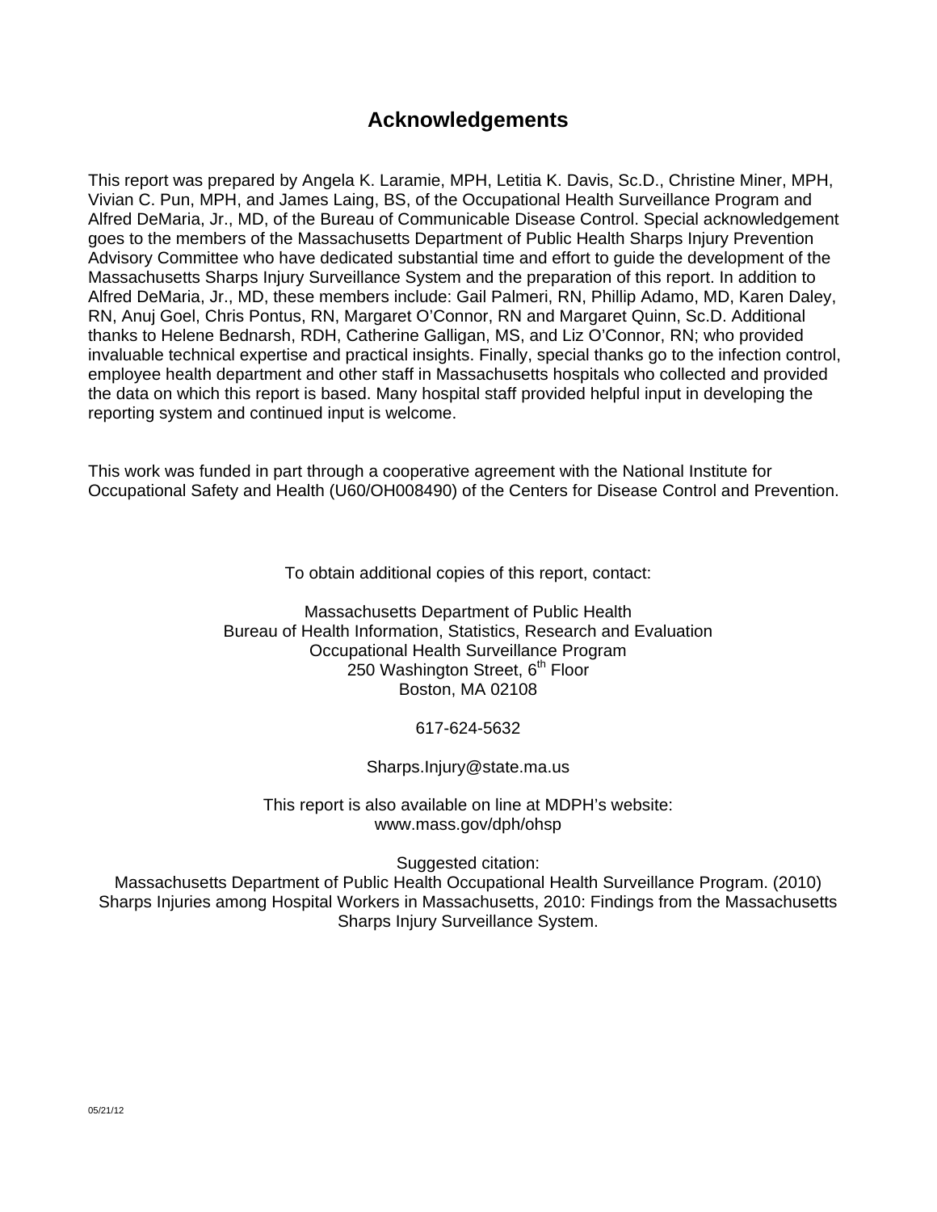# Acknowledgements

This report was prepared by Angela K. Laramie, MPH, Letitia K. Davis, Sc.D., Christine Miner, MPH, Vivian C. Pun, MPH, and James Laing, BS, of the Occupational Health Surveillance Program and Alfred DeMaria, Jr., MD, of the Bureau of Communicable Disease Control. Special acknowledgement goes to the members of the Massachusetts Department of Public Health Sharps Injury Prevention Advisory Committee who have dedicated substantial time and effort to guide the development of the Massachusetts Sharps Injury Surveillance System and the preparation of this report. In addition to Alfred DeMaria, Jr., MD, these members include: Gail Palmeri, RN, Phillip Adamo, MD, Karen Daley, RN, Anuj Goel, Chris Pontus, RN, Margaret O'Connor, RN and Margaret Quinn, Sc.D. Additional thanks to Helene Bednarsh, RDH, Catherine Galligan, MS, and Liz O'Connor, RN; who provided invaluable technical expertise and practical insights. Finally, special thanks go to the infection control, employee health department and other staff in Massachusetts hospitals who collected and provided the data on which this report is based. Many hospital staff provided helpful input in developing the reporting system and continued input is welcome.

This work was funded in part through a cooperative agreement with the National Institute for Occupational Safety and Health (U60/OH008490) of the Centers for Disease Control and Prevention.

To obtain additional copies of this report, contact:

Massachusetts Department of Public Health
Bureau of Health Information, Statistics, Research and Evaluation
Occupational Health Surveillance Program
250 Washington Street, 6th Floor
Boston, MA 02108

617-624-5632

Sharps.Injury@state.ma.us

This report is also available on line at MDPH's website:
www.mass.gov/dph/ohsp

Suggested citation:
Massachusetts Department of Public Health Occupational Health Surveillance Program. (2010) Sharps Injuries among Hospital Workers in Massachusetts, 2010: Findings from the Massachusetts Sharps Injury Surveillance System.

05/21/12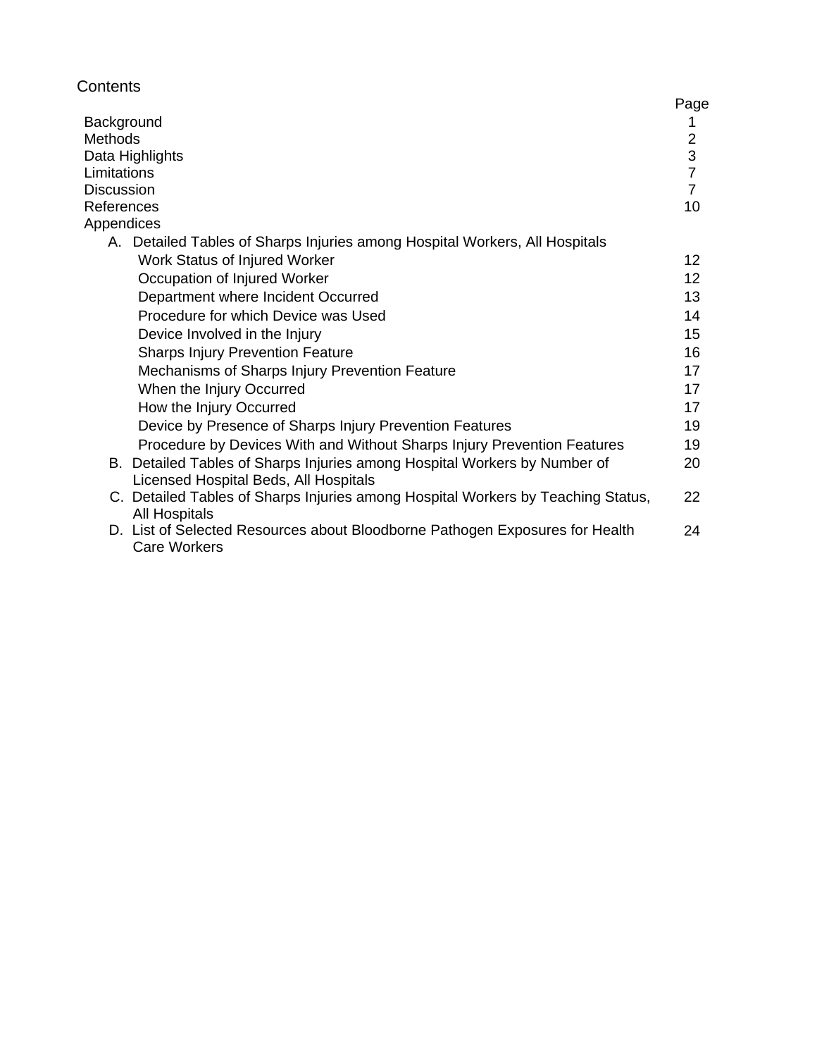# Contents

| | Page |
|---|---|
| Background | 1 |
| Methods | 2 |
| Data Highlights | 3 |
| Limitations | 7 |
| Discussion | 7 |
| References | 10 |
| Appendices | |
| A. Detailed Tables of Sharps Injuries among Hospital Workers, All Hospitals | |
| Work Status of Injured Worker | 12 |
| Occupation of Injured Worker | 12 |
| Department where Incident Occurred | 13 |
| Procedure for which Device was Used | 14 |
| Device Involved in the Injury | 15 |
| Sharps Injury Prevention Feature | 16 |
| Mechanisms of Sharps Injury Prevention Feature | 17 |
| When the Injury Occurred | 17 |
| How the Injury Occurred | 17 |
| Device by Presence of Sharps Injury Prevention Features | 19 |
| Procedure by Devices With and Without Sharps Injury Prevention Features | 19 |
| B. Detailed Tables of Sharps Injuries among Hospital Workers by Number of Licensed Hospital Beds, All Hospitals | 20 |
| C. Detailed Tables of Sharps Injuries among Hospital Workers by Teaching Status, All Hospitals | 22 |
| D. List of Selected Resources about Bloodborne Pathogen Exposures for Health Care Workers | 24 |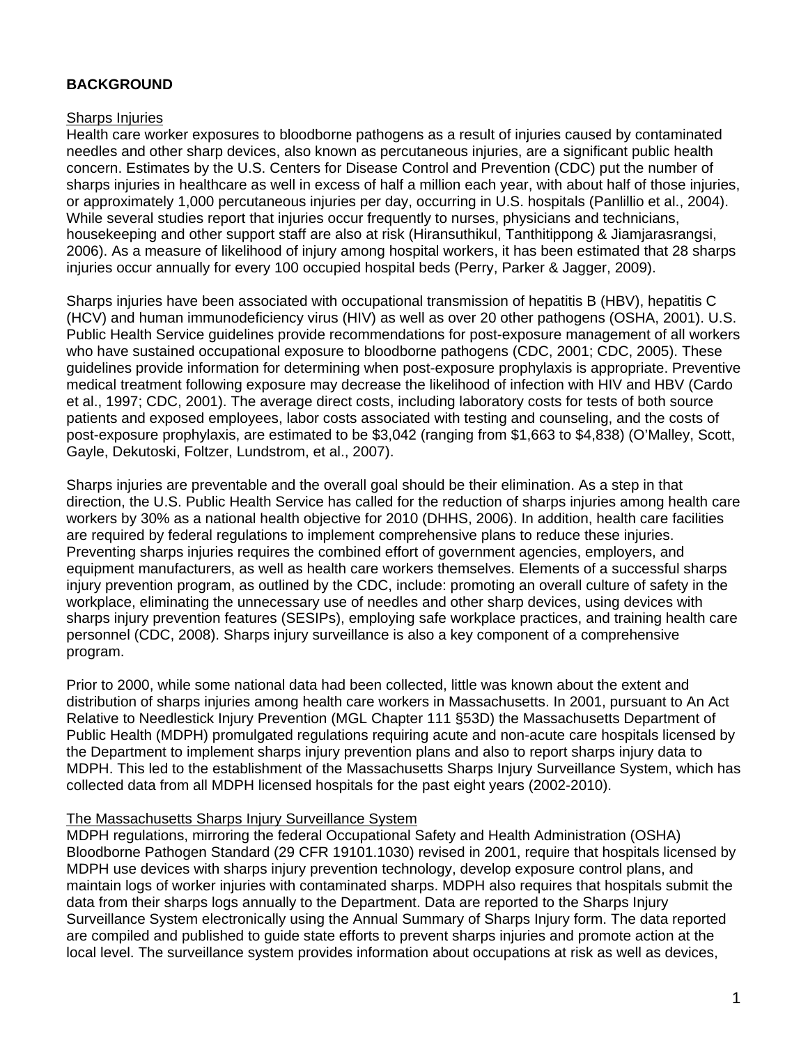## BACKGROUND

### Sharps Injuries

Health care worker exposures to bloodborne pathogens as a result of injuries caused by contaminated needles and other sharp devices, also known as percutaneous injuries, are a significant public health concern. Estimates by the U.S. Centers for Disease Control and Prevention (CDC) put the number of sharps injuries in healthcare as well in excess of half a million each year, with about half of those injuries, or approximately 1,000 percutaneous injuries per day, occurring in U.S. hospitals (Panlillio et al., 2004). While several studies report that injuries occur frequently to nurses, physicians and technicians, housekeeping and other support staff are also at risk (Hiransuthikul, Tanthitippong & Jiamjarasrangsi, 2006). As a measure of likelihood of injury among hospital workers, it has been estimated that 28 sharps injuries occur annually for every 100 occupied hospital beds (Perry, Parker & Jagger, 2009).

Sharps injuries have been associated with occupational transmission of hepatitis B (HBV), hepatitis C (HCV) and human immunodeficiency virus (HIV) as well as over 20 other pathogens (OSHA, 2001). U.S. Public Health Service guidelines provide recommendations for post-exposure management of all workers who have sustained occupational exposure to bloodborne pathogens (CDC, 2001; CDC, 2005). These guidelines provide information for determining when post-exposure prophylaxis is appropriate. Preventive medical treatment following exposure may decrease the likelihood of infection with HIV and HBV (Cardo et al., 1997; CDC, 2001). The average direct costs, including laboratory costs for tests of both source patients and exposed employees, labor costs associated with testing and counseling, and the costs of post-exposure prophylaxis, are estimated to be $3,042 (ranging from $1,663 to $4,838) (O'Malley, Scott, Gayle, Dekutoski, Foltzer, Lundstrom, et al., 2007).

Sharps injuries are preventable and the overall goal should be their elimination. As a step in that direction, the U.S. Public Health Service has called for the reduction of sharps injuries among health care workers by 30% as a national health objective for 2010 (DHHS, 2006). In addition, health care facilities are required by federal regulations to implement comprehensive plans to reduce these injuries. Preventing sharps injuries requires the combined effort of government agencies, employers, and equipment manufacturers, as well as health care workers themselves. Elements of a successful sharps injury prevention program, as outlined by the CDC, include: promoting an overall culture of safety in the workplace, eliminating the unnecessary use of needles and other sharp devices, using devices with sharps injury prevention features (SESIPs), employing safe workplace practices, and training health care personnel (CDC, 2008). Sharps injury surveillance is also a key component of a comprehensive program.

Prior to 2000, while some national data had been collected, little was known about the extent and distribution of sharps injuries among health care workers in Massachusetts. In 2001, pursuant to An Act Relative to Needlestick Injury Prevention (MGL Chapter 111 §53D) the Massachusetts Department of Public Health (MDPH) promulgated regulations requiring acute and non-acute care hospitals licensed by the Department to implement sharps injury prevention plans and also to report sharps injury data to MDPH. This led to the establishment of the Massachusetts Sharps Injury Surveillance System, which has collected data from all MDPH licensed hospitals for the past eight years (2002-2010).

### The Massachusetts Sharps Injury Surveillance System

MDPH regulations, mirroring the federal Occupational Safety and Health Administration (OSHA) Bloodborne Pathogen Standard (29 CFR 19101.1030) revised in 2001, require that hospitals licensed by MDPH use devices with sharps injury prevention technology, develop exposure control plans, and maintain logs of worker injuries with contaminated sharps. MDPH also requires that hospitals submit the data from their sharps logs annually to the Department. Data are reported to the Sharps Injury Surveillance System electronically using the Annual Summary of Sharps Injury form. The data reported are compiled and published to guide state efforts to prevent sharps injuries and promote action at the local level. The surveillance system provides information about occupations at risk as well as devices,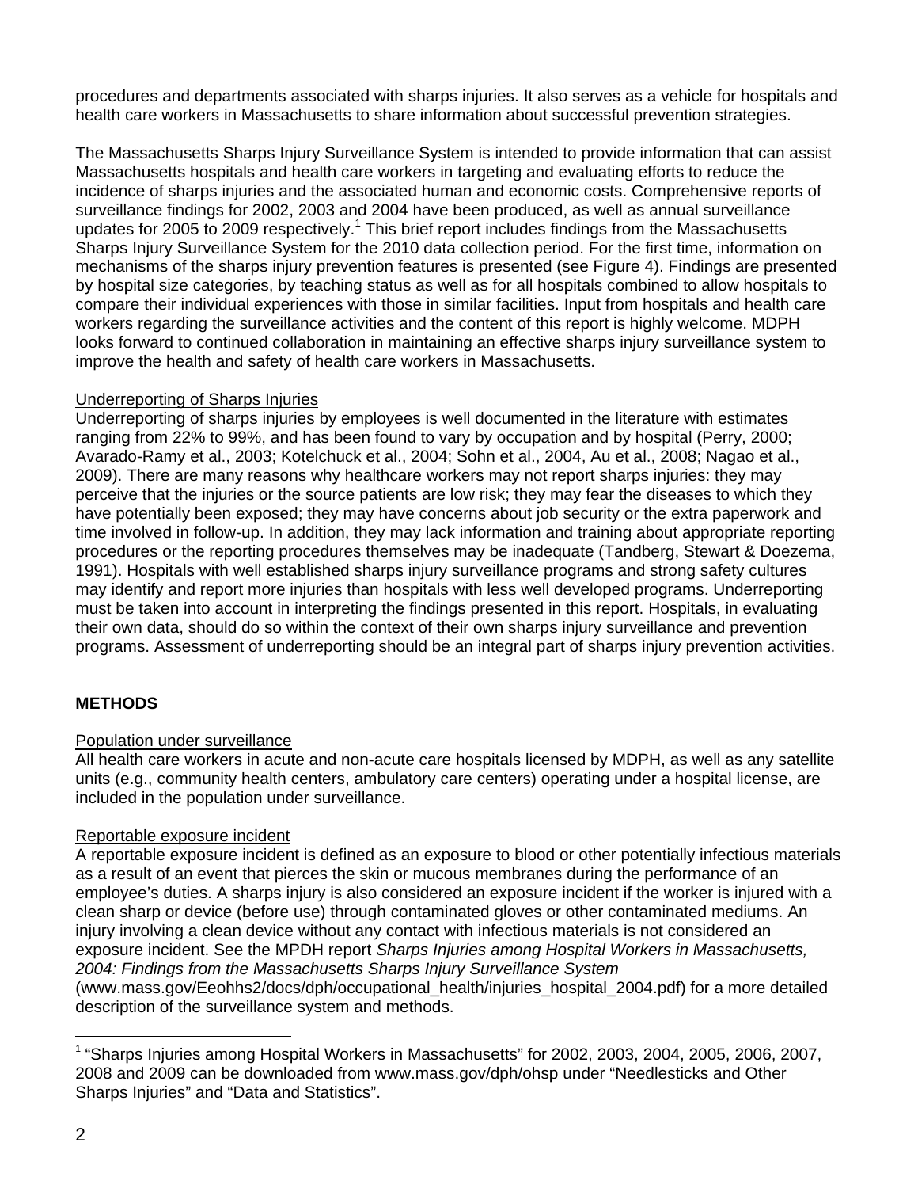procedures and departments associated with sharps injuries. It also serves as a vehicle for hospitals and health care workers in Massachusetts to share information about successful prevention strategies.

The Massachusetts Sharps Injury Surveillance System is intended to provide information that can assist Massachusetts hospitals and health care workers in targeting and evaluating efforts to reduce the incidence of sharps injuries and the associated human and economic costs. Comprehensive reports of surveillance findings for 2002, 2003 and 2004 have been produced, as well as annual surveillance updates for 2005 to 2009 respectively.[1] This brief report includes findings from the Massachusetts Sharps Injury Surveillance System for the 2010 data collection period. For the first time, information on mechanisms of the sharps injury prevention features is presented (see Figure 4). Findings are presented by hospital size categories, by teaching status as well as for all hospitals combined to allow hospitals to compare their individual experiences with those in similar facilities. Input from hospitals and health care workers regarding the surveillance activities and the content of this report is highly welcome. MDPH looks forward to continued collaboration in maintaining an effective sharps injury surveillance system to improve the health and safety of health care workers in Massachusetts.

<u>Underreporting of Sharps Injuries</u>

Underreporting of sharps injuries by employees is well documented in the literature with estimates ranging from 22% to 99%, and has been found to vary by occupation and by hospital (Perry, 2000; Avarado-Ramy et al., 2003; Kotelchuck et al., 2004; Sohn et al., 2004, Au et al., 2008; Nagao et al., 2009). There are many reasons why healthcare workers may not report sharps injuries: they may perceive that the injuries or the source patients are low risk; they may fear the diseases to which they have potentially been exposed; they may have concerns about job security or the extra paperwork and time involved in follow-up. In addition, they may lack information and training about appropriate reporting procedures or the reporting procedures themselves may be inadequate (Tandberg, Stewart & Doezema, 1991). Hospitals with well established sharps injury surveillance programs and strong safety cultures may identify and report more injuries than hospitals with less well developed programs. Underreporting must be taken into account in interpreting the findings presented in this report. Hospitals, in evaluating their own data, should do so within the context of their own sharps injury surveillance and prevention programs. Assessment of underreporting should be an integral part of sharps injury prevention activities.

## METHODS

<u>Population under surveillance</u>

All health care workers in acute and non-acute care hospitals licensed by MDPH, as well as any satellite units (e.g., community health centers, ambulatory care centers) operating under a hospital license, are included in the population under surveillance.

<u>Reportable exposure incident</u>

A reportable exposure incident is defined as an exposure to blood or other potentially infectious materials as a result of an event that pierces the skin or mucous membranes during the performance of an employee's duties. A sharps injury is also considered an exposure incident if the worker is injured with a clean sharp or device (before use) through contaminated gloves or other contaminated mediums. An injury involving a clean device without any contact with infectious materials is not considered an exposure incident. See the MPDH report *Sharps Injuries among Hospital Workers in Massachusetts, 2004: Findings from the Massachusetts Sharps Injury Surveillance System* (www.mass.gov/Eeohhs2/docs/dph/occupational_health/injuries_hospital_2004.pdf) for a more detailed description of the surveillance system and methods.

---

[1] "Sharps Injuries among Hospital Workers in Massachusetts" for 2002, 2003, 2004, 2005, 2006, 2007, 2008 and 2009 can be downloaded from www.mass.gov/dph/ohsp under "Needlesticks and Other Sharps Injuries" and "Data and Statistics".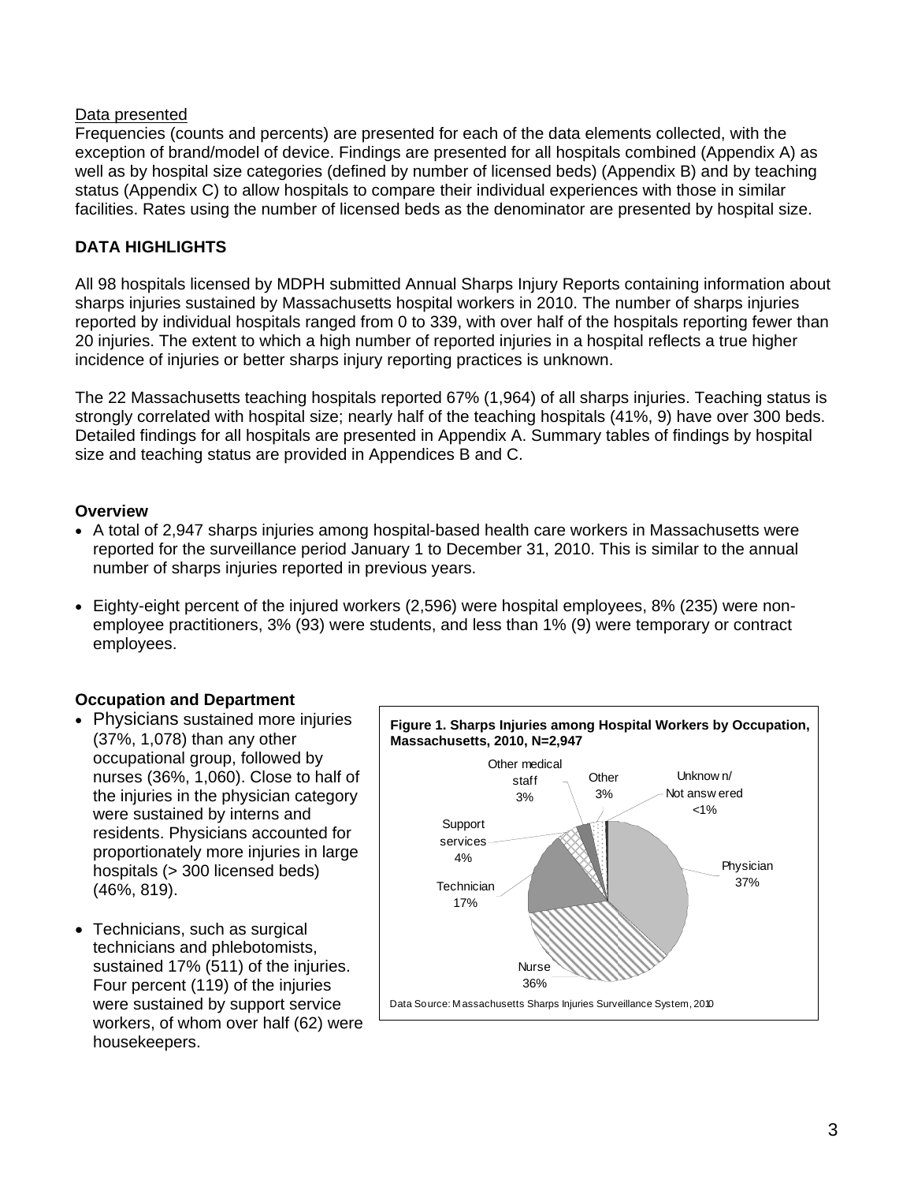Data presented

Frequencies (counts and percents) are presented for each of the data elements collected, with the exception of brand/model of device. Findings are presented for all hospitals combined (Appendix A) as well as by hospital size categories (defined by number of licensed beds) (Appendix B) and by teaching status (Appendix C) to allow hospitals to compare their individual experiences with those in similar facilities. Rates using the number of licensed beds as the denominator are presented by hospital size.

## DATA HIGHLIGHTS

All 98 hospitals licensed by MDPH submitted Annual Sharps Injury Reports containing information about sharps injuries sustained by Massachusetts hospital workers in 2010. The number of sharps injuries reported by individual hospitals ranged from 0 to 339, with over half of the hospitals reporting fewer than 20 injuries. The extent to which a high number of reported injuries in a hospital reflects a true higher incidence of injuries or better sharps injury reporting practices is unknown.

The 22 Massachusetts teaching hospitals reported 67% (1,964) of all sharps injuries. Teaching status is strongly correlated with hospital size; nearly half of the teaching hospitals (41%, 9) have over 300 beds. Detailed findings for all hospitals are presented in Appendix A. Summary tables of findings by hospital size and teaching status are provided in Appendices B and C.

### Overview

- A total of 2,947 sharps injuries among hospital-based health care workers in Massachusetts were reported for the surveillance period January 1 to December 31, 2010. This is similar to the annual number of sharps injuries reported in previous years.
- Eighty-eight percent of the injured workers (2,596) were hospital employees, 8% (235) were non-employee practitioners, 3% (93) were students, and less than 1% (9) were temporary or contract employees.

### Occupation and Department

- Physicians sustained more injuries (37%, 1,078) than any other occupational group, followed by nurses (36%, 1,060). Close to half of the injuries in the physician category were sustained by interns and residents. Physicians accounted for proportionately more injuries in large hospitals (> 300 licensed beds) (46%, 819).
- Technicians, such as surgical technicians and phlebotomists, sustained 17% (511) of the injuries. Four percent (119) of the injuries were sustained by support service workers, of whom over half (62) were housekeepers.

**Figure 1. Sharps Injuries among Hospital Workers by Occupation, Massachusetts, 2010, N=2,947**

| Occupation | Percent |
|---|---|
| Physician | 37% |
| Nurse | 36% |
| Technician | 17% |
| Support services | 4% |
| Other medical staff | 3% |
| Other | 3% |
| Unknown/Not answered | <1% |

Data Source: Massachusetts Sharps Injuries Surveillance System, 2010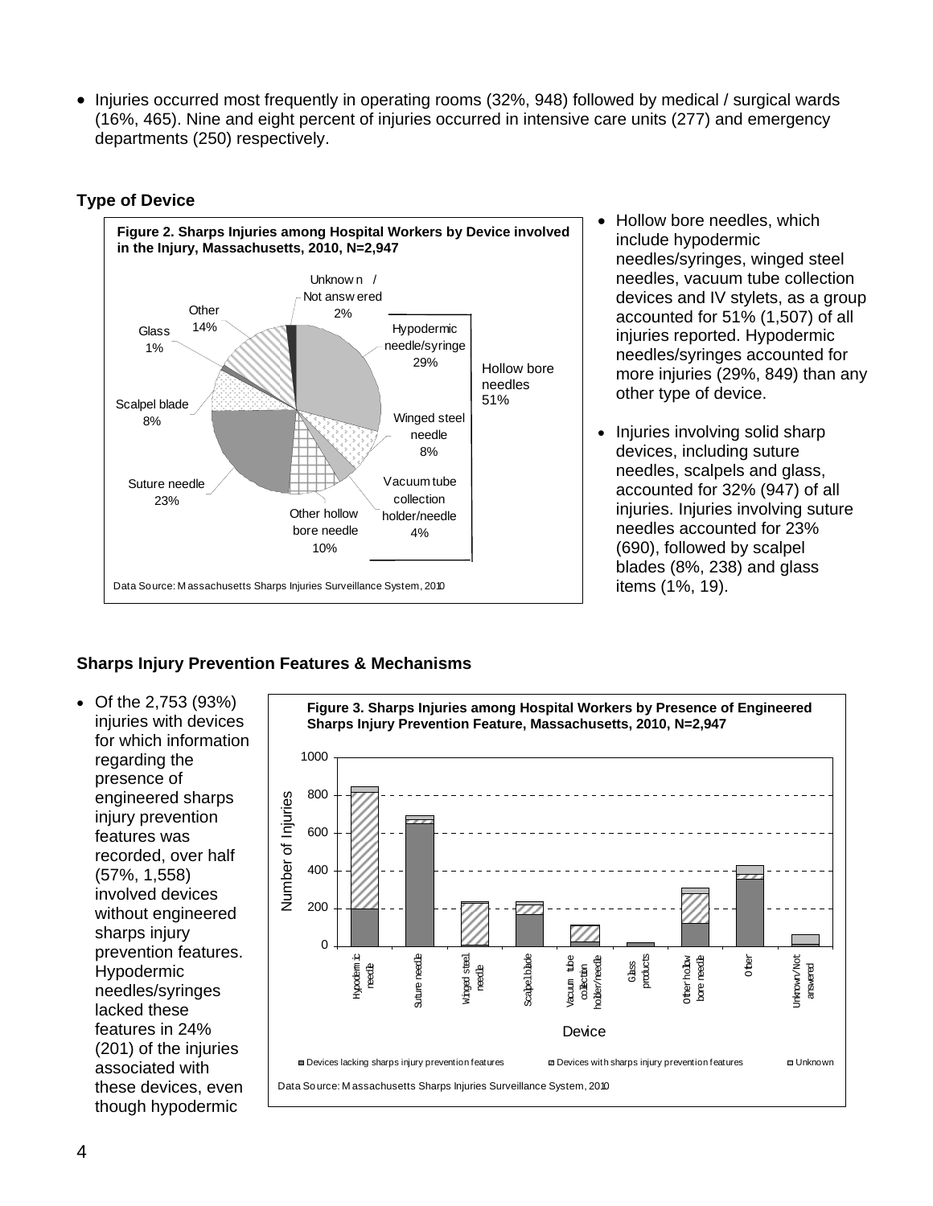- Injuries occurred most frequently in operating rooms (32%, 948) followed by medical / surgical wards (16%, 465). Nine and eight percent of injuries occurred in intensive care units (277) and emergency departments (250) respectively.

### Type of Device

**Figure 2. Sharps Injuries among Hospital Workers by Device involved in the Injury, Massachusetts, 2010, N=2,947**

Data Source: Massachusetts Sharps Injuries Surveillance System, 2010

- Hollow bore needles, which include hypodermic needles/syringes, winged steel needles, vacuum tube collection devices and IV stylets, as a group accounted for 51% (1,507) of all injuries reported. Hypodermic needles/syringes accounted for more injuries (29%, 849) than any other type of device.
- Injuries involving solid sharp devices, including suture needles, scalpels and glass, accounted for 32% (947) of all injuries. Injuries involving suture needles accounted for 23% (690), followed by scalpel blades (8%, 238) and glass items (1%, 19).

### Sharps Injury Prevention Features & Mechanisms

- Of the 2,753 (93%) injuries with devices for which information regarding the presence of engineered sharps injury prevention features was recorded, over half (57%, 1,558) involved devices without engineered sharps injury prevention features. Hypodermic needles/syringes lacked these features in 24% (201) of the injuries associated with these devices, even though hypodermic

**Figure 3. Sharps Injuries among Hospital Workers by Presence of Engineered Sharps Injury Prevention Feature, Massachusetts, 2010, N=2,947**

Data Source: Massachusetts Sharps Injuries Surveillance System, 2010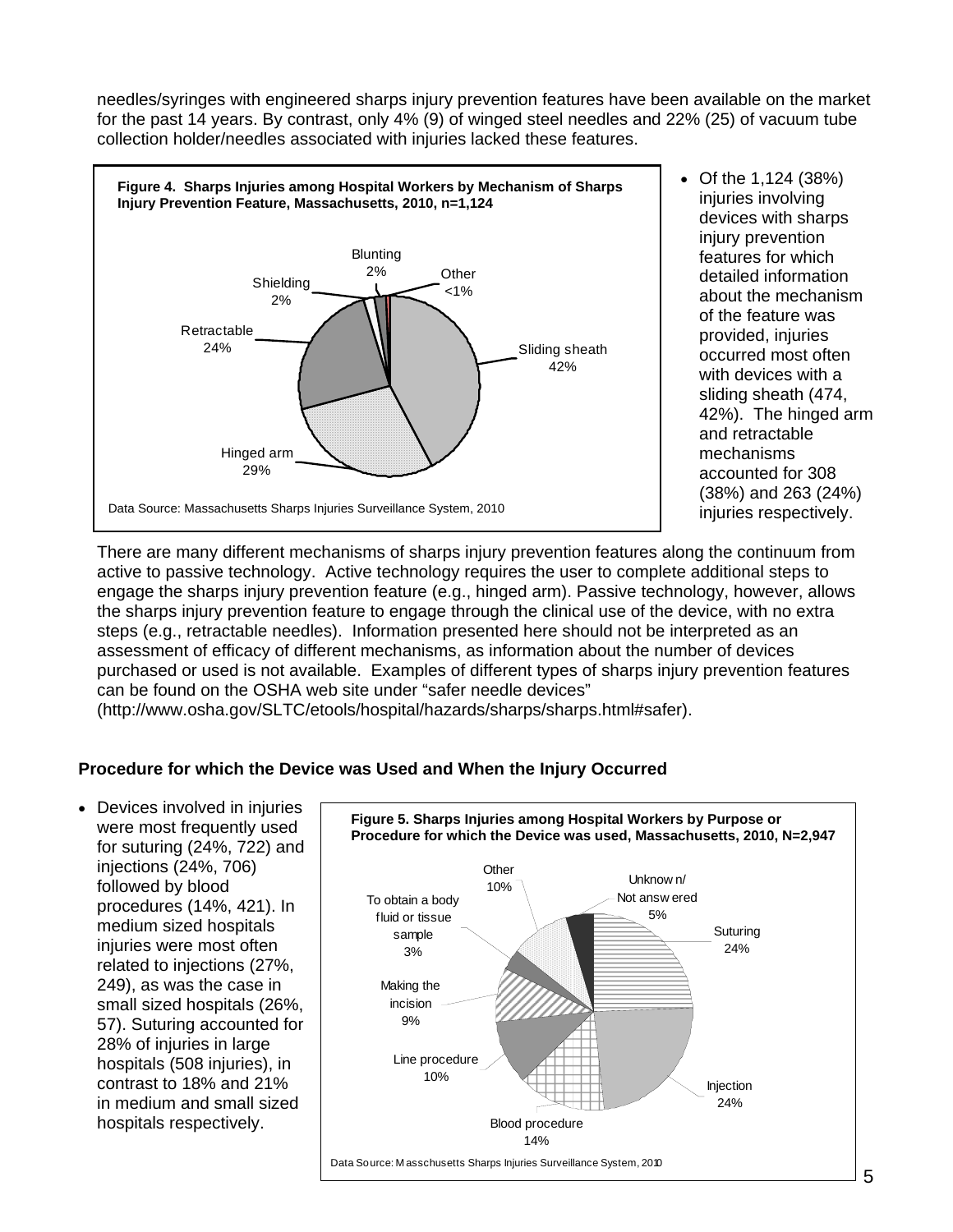needles/syringes with engineered sharps injury prevention features have been available on the market for the past 14 years. By contrast, only 4% (9) of winged steel needles and 22% (25) of vacuum tube collection holder/needles associated with injuries lacked these features.

**Figure 4. Sharps Injuries among Hospital Workers by Mechanism of Sharps Injury Prevention Feature, Massachusetts, 2010, n=1,124**

Sliding sheath 42%; Hinged arm 29%; Retractable 24%; Shielding 2%; Blunting 2%; Other <1%

Data Source: Massachusetts Sharps Injuries Surveillance System, 2010

- Of the 1,124 (38%) injuries involving devices with sharps injury prevention features for which detailed information about the mechanism of the feature was provided, injuries occurred most often with devices with a sliding sheath (474, 42%). The hinged arm and retractable mechanisms accounted for 308 (38%) and 263 (24%) injuries respectively.

There are many different mechanisms of sharps injury prevention features along the continuum from active to passive technology. Active technology requires the user to complete additional steps to engage the sharps injury prevention feature (e.g., hinged arm). Passive technology, however, allows the sharps injury prevention feature to engage through the clinical use of the device, with no extra steps (e.g., retractable needles). Information presented here should not be interpreted as an assessment of efficacy of different mechanisms, as information about the number of devices purchased or used is not available. Examples of different types of sharps injury prevention features can be found on the OSHA web site under "safer needle devices" (http://www.osha.gov/SLTC/etools/hospital/hazards/sharps/sharps.html#safer).

### Procedure for which the Device was Used and When the Injury Occurred

- Devices involved in injuries were most frequently used for suturing (24%, 722) and injections (24%, 706) followed by blood procedures (14%, 421). In medium sized hospitals injuries were most often related to injections (27%, 249), as was the case in small sized hospitals (26%, 57). Suturing accounted for 28% of injuries in large hospitals (508 injuries), in contrast to 18% and 21% in medium and small sized hospitals respectively.

**Figure 5. Sharps Injuries among Hospital Workers by Purpose or Procedure for which the Device was used, Massachusetts, 2010, N=2,947**

Suturing 24%; Injection 24%; Blood procedure 14%; Line procedure 10%; Making the incision 9%; To obtain a body fluid or tissue sample 3%; Other 10%; Unknown/Not answered 5%

Data Source: Masschusetts Sharps Injuries Surveillance System, 2010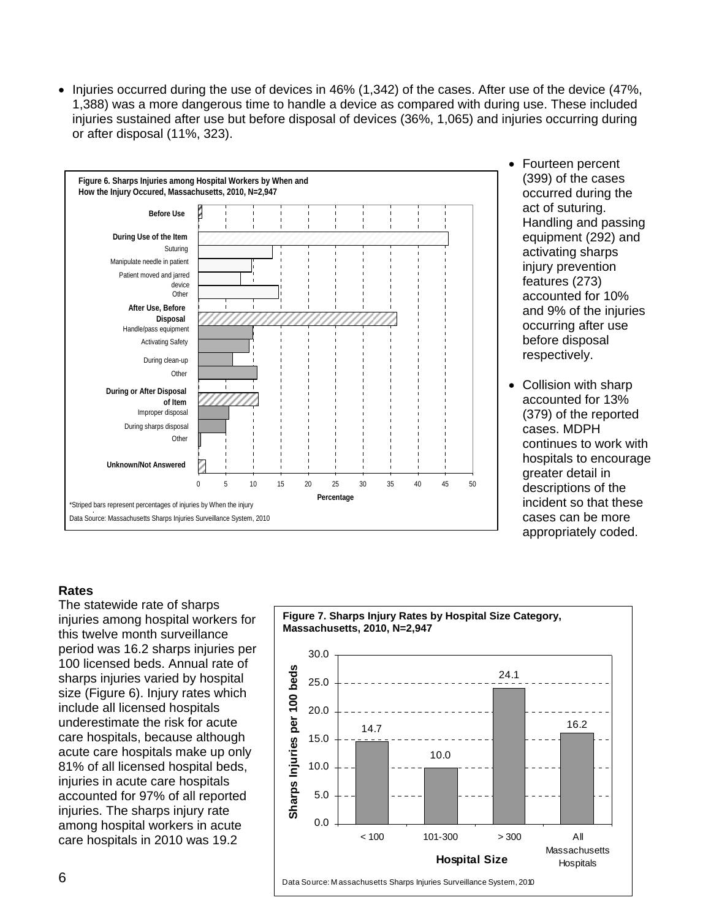- Injuries occurred during the use of devices in 46% (1,342) of the cases. After use of the device (47%, 1,388) was a more dangerous time to handle a device as compared with during use. These included injuries sustained after use but before disposal of devices (36%, 1,065) and injuries occurring during or after disposal (11%, 323).

**Figure 6. Sharps Injuries among Hospital Workers by When and How the Injury Occured, Massachusetts, 2010, N=2,947**

*Striped bars represent percentages of injuries by When the injury

Data Source: Massachusetts Sharps Injuries Surveillance System, 2010

- Fourteen percent (399) of the cases occurred during the act of suturing. Handling and passing equipment (292) and activating sharps injury prevention features (273) accounted for 10% and 9% of the injuries occurring after use before disposal respectively.

- Collision with sharp accounted for 13% (379) of the reported cases. MDPH continues to work with hospitals to encourage greater detail in descriptions of the incident so that these cases can be more appropriately coded.

**Rates**

The statewide rate of sharps injuries among hospital workers for this twelve month surveillance period was 16.2 sharps injuries per 100 licensed beds. Annual rate of sharps injuries varied by hospital size (Figure 6). Injury rates which include all licensed hospitals underestimate the risk for acute care hospitals, because although acute care hospitals make up only 81% of all licensed hospital beds, injuries in acute care hospitals accounted for 97% of all reported injuries. The sharps injury rate among hospital workers in acute care hospitals in 2010 was 19.2

**Figure 7. Sharps Injury Rates by Hospital Size Category, Massachusetts, 2010, N=2,947**

| Hospital Size | Sharps Injuries per 100 beds |
|---|---|
| < 100 | 14.7 |
| 101-300 | 10.0 |
| > 300 | 24.1 |
| All Massachusetts Hospitals | 16.2 |

Data Source: Massachusetts Sharps Injuries Surveillance System, 2010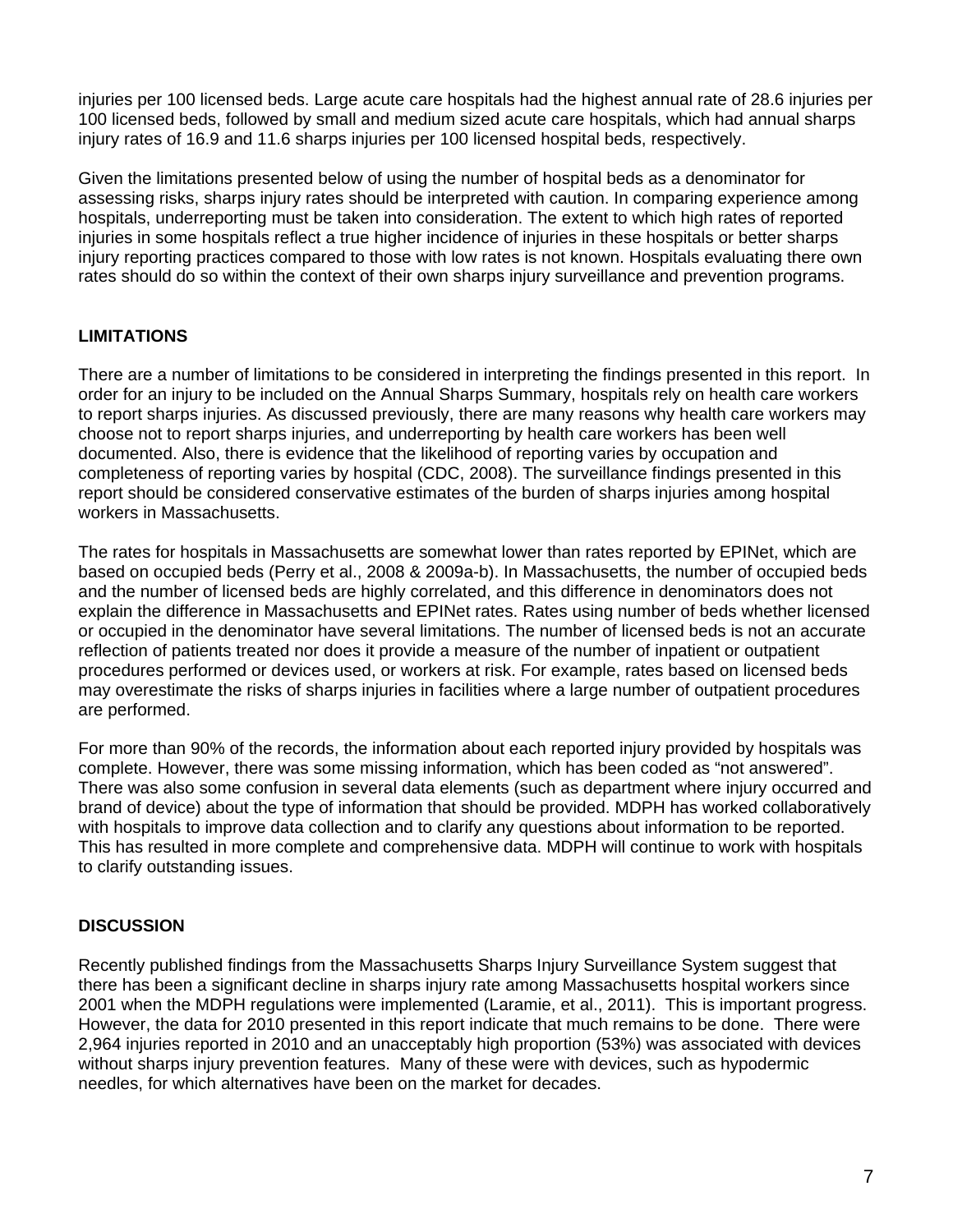injuries per 100 licensed beds. Large acute care hospitals had the highest annual rate of 28.6 injuries per 100 licensed beds, followed by small and medium sized acute care hospitals, which had annual sharps injury rates of 16.9 and 11.6 sharps injuries per 100 licensed hospital beds, respectively.

Given the limitations presented below of using the number of hospital beds as a denominator for assessing risks, sharps injury rates should be interpreted with caution. In comparing experience among hospitals, underreporting must be taken into consideration. The extent to which high rates of reported injuries in some hospitals reflect a true higher incidence of injuries in these hospitals or better sharps injury reporting practices compared to those with low rates is not known. Hospitals evaluating there own rates should do so within the context of their own sharps injury surveillance and prevention programs.

## LIMITATIONS

There are a number of limitations to be considered in interpreting the findings presented in this report. In order for an injury to be included on the Annual Sharps Summary, hospitals rely on health care workers to report sharps injuries. As discussed previously, there are many reasons why health care workers may choose not to report sharps injuries, and underreporting by health care workers has been well documented. Also, there is evidence that the likelihood of reporting varies by occupation and completeness of reporting varies by hospital (CDC, 2008). The surveillance findings presented in this report should be considered conservative estimates of the burden of sharps injuries among hospital workers in Massachusetts.

The rates for hospitals in Massachusetts are somewhat lower than rates reported by EPINet, which are based on occupied beds (Perry et al., 2008 & 2009a-b). In Massachusetts, the number of occupied beds and the number of licensed beds are highly correlated, and this difference in denominators does not explain the difference in Massachusetts and EPINet rates. Rates using number of beds whether licensed or occupied in the denominator have several limitations. The number of licensed beds is not an accurate reflection of patients treated nor does it provide a measure of the number of inpatient or outpatient procedures performed or devices used, or workers at risk. For example, rates based on licensed beds may overestimate the risks of sharps injuries in facilities where a large number of outpatient procedures are performed.

For more than 90% of the records, the information about each reported injury provided by hospitals was complete. However, there was some missing information, which has been coded as "not answered". There was also some confusion in several data elements (such as department where injury occurred and brand of device) about the type of information that should be provided. MDPH has worked collaboratively with hospitals to improve data collection and to clarify any questions about information to be reported. This has resulted in more complete and comprehensive data. MDPH will continue to work with hospitals to clarify outstanding issues.

## DISCUSSION

Recently published findings from the Massachusetts Sharps Injury Surveillance System suggest that there has been a significant decline in sharps injury rate among Massachusetts hospital workers since 2001 when the MDPH regulations were implemented (Laramie, et al., 2011). This is important progress. However, the data for 2010 presented in this report indicate that much remains to be done. There were 2,964 injuries reported in 2010 and an unacceptably high proportion (53%) was associated with devices without sharps injury prevention features. Many of these were with devices, such as hypodermic needles, for which alternatives have been on the market for decades.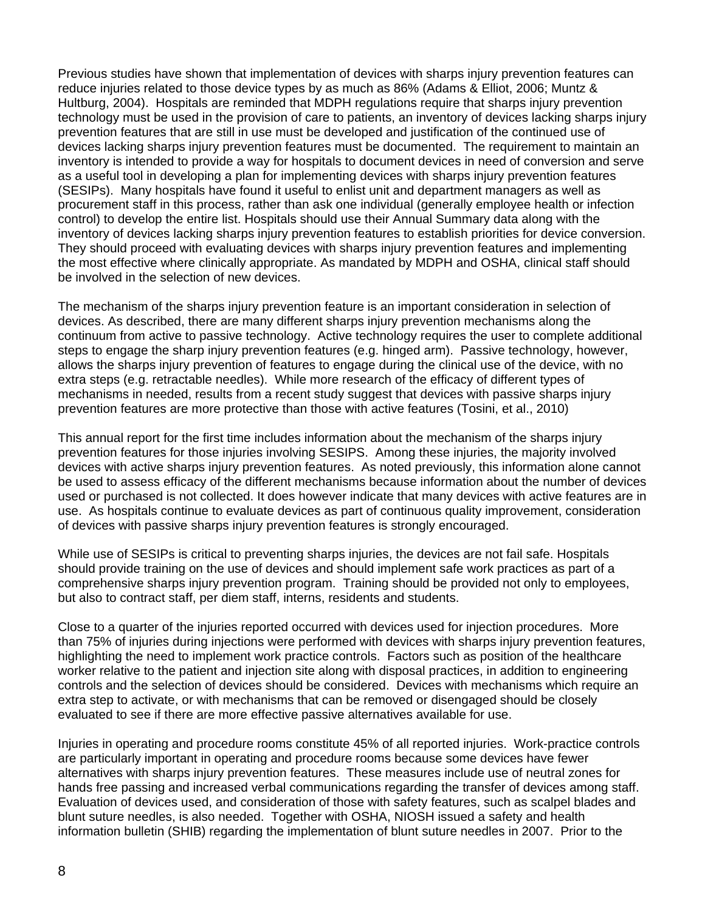Previous studies have shown that implementation of devices with sharps injury prevention features can reduce injuries related to those device types by as much as 86% (Adams & Elliot, 2006; Muntz & Hultburg, 2004). Hospitals are reminded that MDPH regulations require that sharps injury prevention technology must be used in the provision of care to patients, an inventory of devices lacking sharps injury prevention features that are still in use must be developed and justification of the continued use of devices lacking sharps injury prevention features must be documented. The requirement to maintain an inventory is intended to provide a way for hospitals to document devices in need of conversion and serve as a useful tool in developing a plan for implementing devices with sharps injury prevention features (SESIPs). Many hospitals have found it useful to enlist unit and department managers as well as procurement staff in this process, rather than ask one individual (generally employee health or infection control) to develop the entire list. Hospitals should use their Annual Summary data along with the inventory of devices lacking sharps injury prevention features to establish priorities for device conversion. They should proceed with evaluating devices with sharps injury prevention features and implementing the most effective where clinically appropriate. As mandated by MDPH and OSHA, clinical staff should be involved in the selection of new devices.

The mechanism of the sharps injury prevention feature is an important consideration in selection of devices. As described, there are many different sharps injury prevention mechanisms along the continuum from active to passive technology. Active technology requires the user to complete additional steps to engage the sharp injury prevention features (e.g. hinged arm). Passive technology, however, allows the sharps injury prevention of features to engage during the clinical use of the device, with no extra steps (e.g. retractable needles). While more research of the efficacy of different types of mechanisms in needed, results from a recent study suggest that devices with passive sharps injury prevention features are more protective than those with active features (Tosini, et al., 2010)

This annual report for the first time includes information about the mechanism of the sharps injury prevention features for those injuries involving SESIPS. Among these injuries, the majority involved devices with active sharps injury prevention features. As noted previously, this information alone cannot be used to assess efficacy of the different mechanisms because information about the number of devices used or purchased is not collected. It does however indicate that many devices with active features are in use. As hospitals continue to evaluate devices as part of continuous quality improvement, consideration of devices with passive sharps injury prevention features is strongly encouraged.

While use of SESIPs is critical to preventing sharps injuries, the devices are not fail safe. Hospitals should provide training on the use of devices and should implement safe work practices as part of a comprehensive sharps injury prevention program. Training should be provided not only to employees, but also to contract staff, per diem staff, interns, residents and students.

Close to a quarter of the injuries reported occurred with devices used for injection procedures. More than 75% of injuries during injections were performed with devices with sharps injury prevention features, highlighting the need to implement work practice controls. Factors such as position of the healthcare worker relative to the patient and injection site along with disposal practices, in addition to engineering controls and the selection of devices should be considered. Devices with mechanisms which require an extra step to activate, or with mechanisms that can be removed or disengaged should be closely evaluated to see if there are more effective passive alternatives available for use.

Injuries in operating and procedure rooms constitute 45% of all reported injuries. Work-practice controls are particularly important in operating and procedure rooms because some devices have fewer alternatives with sharps injury prevention features. These measures include use of neutral zones for hands free passing and increased verbal communications regarding the transfer of devices among staff. Evaluation of devices used, and consideration of those with safety features, such as scalpel blades and blunt suture needles, is also needed. Together with OSHA, NIOSH issued a safety and health information bulletin (SHIB) regarding the implementation of blunt suture needles in 2007. Prior to the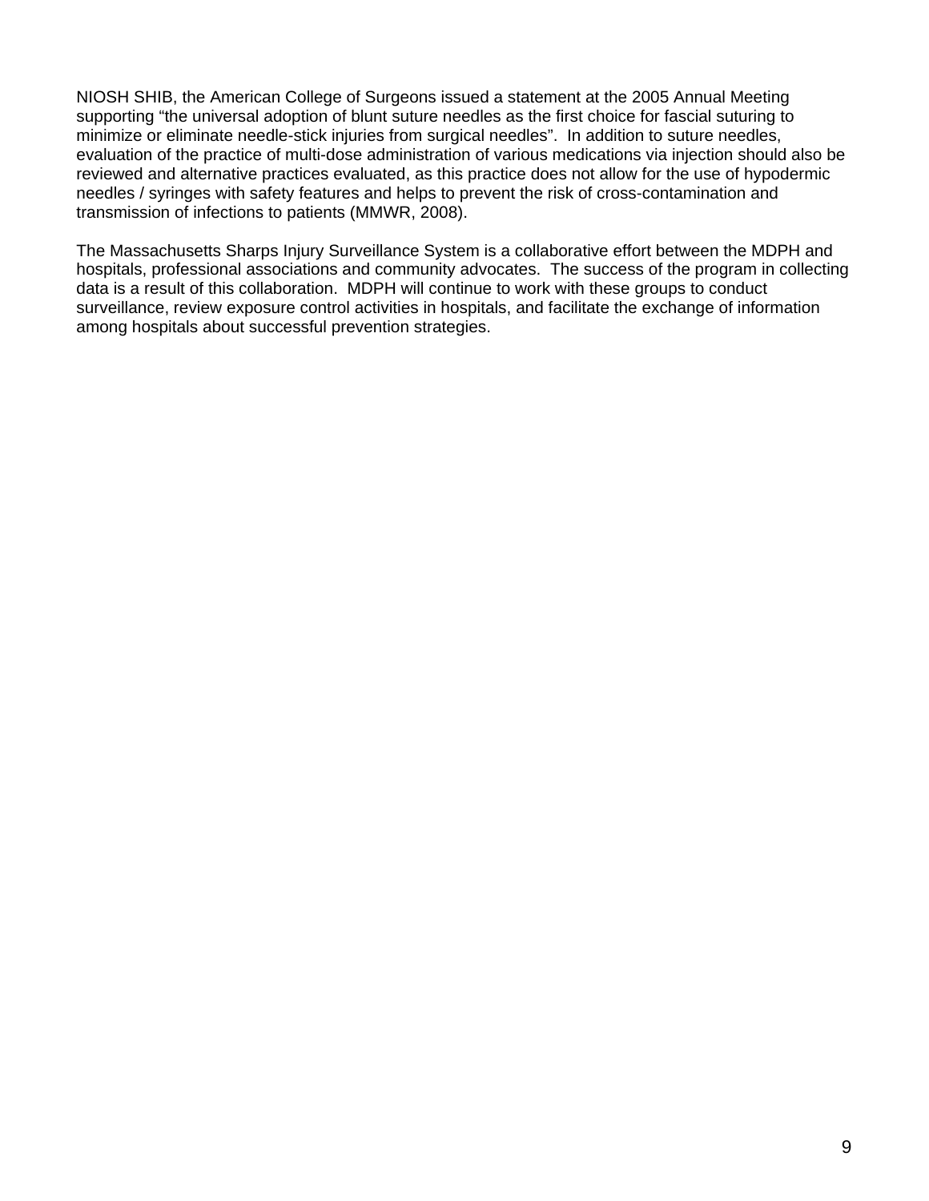NIOSH SHIB, the American College of Surgeons issued a statement at the 2005 Annual Meeting supporting “the universal adoption of blunt suture needles as the first choice for fascial suturing to minimize or eliminate needle-stick injuries from surgical needles”. In addition to suture needles, evaluation of the practice of multi-dose administration of various medications via injection should also be reviewed and alternative practices evaluated, as this practice does not allow for the use of hypodermic needles / syringes with safety features and helps to prevent the risk of cross-contamination and transmission of infections to patients (MMWR, 2008).

The Massachusetts Sharps Injury Surveillance System is a collaborative effort between the MDPH and hospitals, professional associations and community advocates. The success of the program in collecting data is a result of this collaboration. MDPH will continue to work with these groups to conduct surveillance, review exposure control activities in hospitals, and facilitate the exchange of information among hospitals about successful prevention strategies.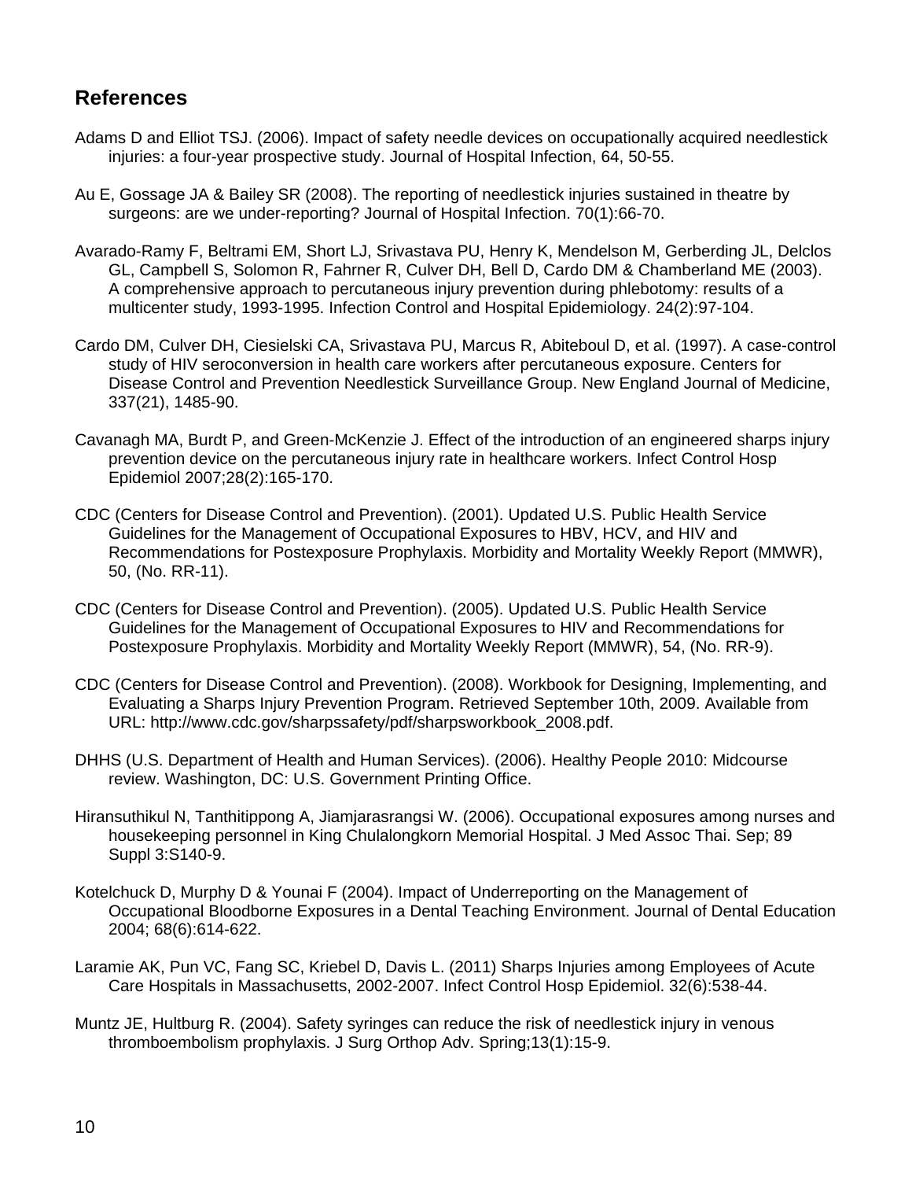## References

Adams D and Elliot TSJ. (2006). Impact of safety needle devices on occupationally acquired needlestick injuries: a four-year prospective study. Journal of Hospital Infection, 64, 50-55.

Au E, Gossage JA & Bailey SR (2008). The reporting of needlestick injuries sustained in theatre by surgeons: are we under-reporting? Journal of Hospital Infection. 70(1):66-70.

Avarado-Ramy F, Beltrami EM, Short LJ, Srivastava PU, Henry K, Mendelson M, Gerberding JL, Delclos GL, Campbell S, Solomon R, Fahrner R, Culver DH, Bell D, Cardo DM & Chamberland ME (2003). A comprehensive approach to percutaneous injury prevention during phlebotomy: results of a multicenter study, 1993-1995. Infection Control and Hospital Epidemiology. 24(2):97-104.

Cardo DM, Culver DH, Ciesielski CA, Srivastava PU, Marcus R, Abiteboul D, et al. (1997). A case-control study of HIV seroconversion in health care workers after percutaneous exposure. Centers for Disease Control and Prevention Needlestick Surveillance Group. New England Journal of Medicine, 337(21), 1485-90.

Cavanagh MA, Burdt P, and Green-McKenzie J. Effect of the introduction of an engineered sharps injury prevention device on the percutaneous injury rate in healthcare workers. Infect Control Hosp Epidemiol 2007;28(2):165-170.

CDC (Centers for Disease Control and Prevention). (2001). Updated U.S. Public Health Service Guidelines for the Management of Occupational Exposures to HBV, HCV, and HIV and Recommendations for Postexposure Prophylaxis. Morbidity and Mortality Weekly Report (MMWR), 50, (No. RR-11).

CDC (Centers for Disease Control and Prevention). (2005). Updated U.S. Public Health Service Guidelines for the Management of Occupational Exposures to HIV and Recommendations for Postexposure Prophylaxis. Morbidity and Mortality Weekly Report (MMWR), 54, (No. RR-9).

CDC (Centers for Disease Control and Prevention). (2008). Workbook for Designing, Implementing, and Evaluating a Sharps Injury Prevention Program. Retrieved September 10th, 2009. Available from URL: http://www.cdc.gov/sharpssafety/pdf/sharpsworkbook_2008.pdf.

DHHS (U.S. Department of Health and Human Services). (2006). Healthy People 2010: Midcourse review. Washington, DC: U.S. Government Printing Office.

Hiransuthikul N, Tanthitippong A, Jiamjarasrangsi W. (2006). Occupational exposures among nurses and housekeeping personnel in King Chulalongkorn Memorial Hospital. J Med Assoc Thai. Sep; 89 Suppl 3:S140-9.

Kotelchuck D, Murphy D & Younai F (2004). Impact of Underreporting on the Management of Occupational Bloodborne Exposures in a Dental Teaching Environment. Journal of Dental Education 2004; 68(6):614-622.

Laramie AK, Pun VC, Fang SC, Kriebel D, Davis L. (2011) Sharps Injuries among Employees of Acute Care Hospitals in Massachusetts, 2002-2007. Infect Control Hosp Epidemiol. 32(6):538-44.

Muntz JE, Hultburg R. (2004). Safety syringes can reduce the risk of needlestick injury in venous thromboembolism prophylaxis. J Surg Orthop Adv. Spring;13(1):15-9.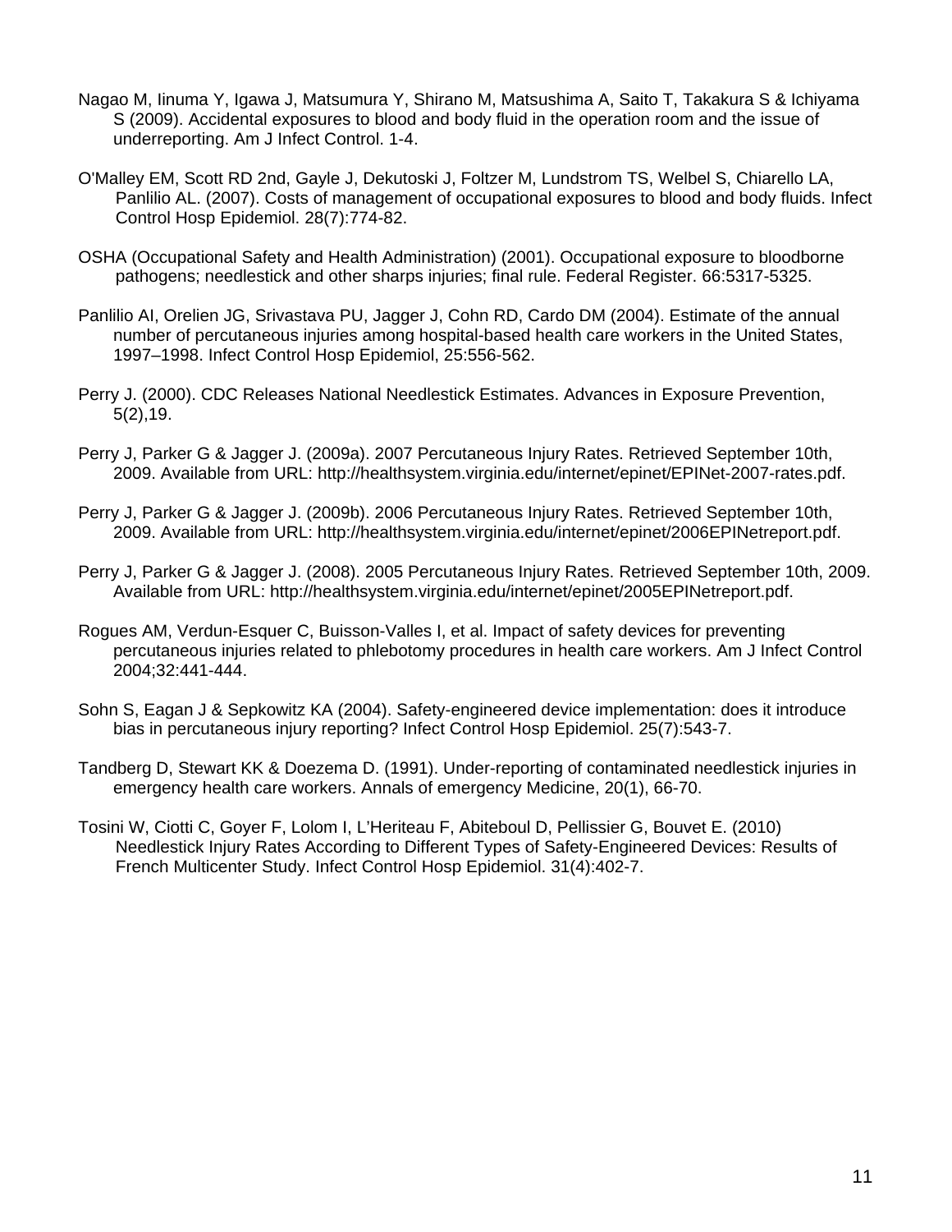Nagao M, Iinuma Y, Igawa J, Matsumura Y, Shirano M, Matsushima A, Saito T, Takakura S & Ichiyama S (2009). Accidental exposures to blood and body fluid in the operation room and the issue of underreporting. Am J Infect Control. 1-4.

O'Malley EM, Scott RD 2nd, Gayle J, Dekutoski J, Foltzer M, Lundstrom TS, Welbel S, Chiarello LA, Panlilio AL. (2007). Costs of management of occupational exposures to blood and body fluids. Infect Control Hosp Epidemiol. 28(7):774-82.

OSHA (Occupational Safety and Health Administration) (2001). Occupational exposure to bloodborne pathogens; needlestick and other sharps injuries; final rule. Federal Register. 66:5317-5325.

Panlilio AI, Orelien JG, Srivastava PU, Jagger J, Cohn RD, Cardo DM (2004). Estimate of the annual number of percutaneous injuries among hospital-based health care workers in the United States, 1997–1998. Infect Control Hosp Epidemiol, 25:556-562.

Perry J. (2000). CDC Releases National Needlestick Estimates. Advances in Exposure Prevention, 5(2),19.

Perry J, Parker G & Jagger J. (2009a). 2007 Percutaneous Injury Rates. Retrieved September 10th, 2009. Available from URL: http://healthsystem.virginia.edu/internet/epinet/EPINet-2007-rates.pdf.

Perry J, Parker G & Jagger J. (2009b). 2006 Percutaneous Injury Rates. Retrieved September 10th, 2009. Available from URL: http://healthsystem.virginia.edu/internet/epinet/2006EPINetreport.pdf.

Perry J, Parker G & Jagger J. (2008). 2005 Percutaneous Injury Rates. Retrieved September 10th, 2009. Available from URL: http://healthsystem.virginia.edu/internet/epinet/2005EPINetreport.pdf.

Rogues AM, Verdun-Esquer C, Buisson-Valles I, et al. Impact of safety devices for preventing percutaneous injuries related to phlebotomy procedures in health care workers. Am J Infect Control 2004;32:441-444.

Sohn S, Eagan J & Sepkowitz KA (2004). Safety-engineered device implementation: does it introduce bias in percutaneous injury reporting? Infect Control Hosp Epidemiol. 25(7):543-7.

Tandberg D, Stewart KK & Doezema D. (1991). Under-reporting of contaminated needlestick injuries in emergency health care workers. Annals of emergency Medicine, 20(1), 66-70.

Tosini W, Ciotti C, Goyer F, Lolom I, L'Heriteau F, Abiteboul D, Pellissier G, Bouvet E. (2010) Needlestick Injury Rates According to Different Types of Safety-Engineered Devices: Results of French Multicenter Study. Infect Control Hosp Epidemiol. 31(4):402-7.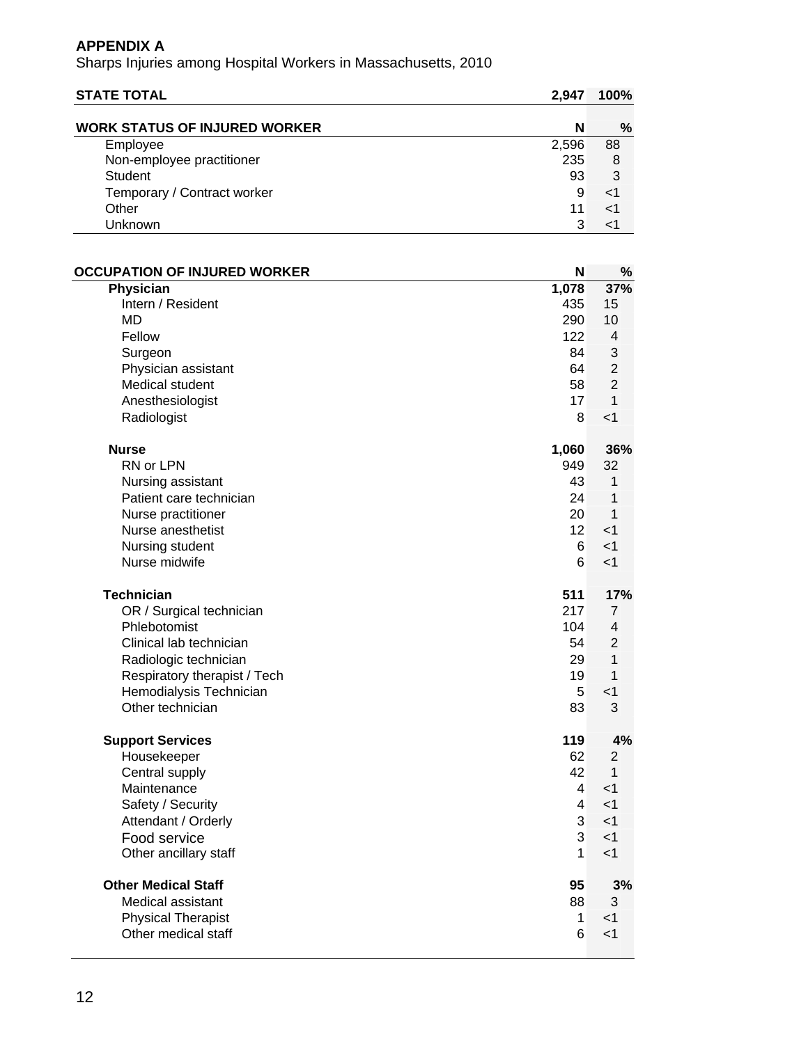**APPENDIX A**

Sharps Injuries among Hospital Workers in Massachusetts, 2010

| **STATE TOTAL** | **2,947** | **100%** |
|---|---|---|

| **WORK STATUS OF INJURED WORKER** | **N** | **%** |
|---|---|---|
| Employee | 2,596 | 88 |
| Non-employee practitioner | 235 | 8 |
| Student | 93 | 3 |
| Temporary / Contract worker | 9 | <1 |
| Other | 11 | <1 |
| Unknown | 3 | <1 |

| **OCCUPATION OF INJURED WORKER** | **N** | **%** |
|---|---|---|
| **Physician** | **1,078** | **37%** |
| Intern / Resident | 435 | 15 |
| MD | 290 | 10 |
| Fellow | 122 | 4 |
| Surgeon | 84 | 3 |
| Physician assistant | 64 | 2 |
| Medical student | 58 | 2 |
| Anesthesiologist | 17 | 1 |
| Radiologist | 8 | <1 |
| **Nurse** | **1,060** | **36%** |
| RN or LPN | 949 | 32 |
| Nursing assistant | 43 | 1 |
| Patient care technician | 24 | 1 |
| Nurse practitioner | 20 | 1 |
| Nurse anesthetist | 12 | <1 |
| Nursing student | 6 | <1 |
| Nurse midwife | 6 | <1 |
| **Technician** | **511** | **17%** |
| OR / Surgical technician | 217 | 7 |
| Phlebotomist | 104 | 4 |
| Clinical lab technician | 54 | 2 |
| Radiologic technician | 29 | 1 |
| Respiratory therapist / Tech | 19 | 1 |
| Hemodialysis Technician | 5 | <1 |
| Other technician | 83 | 3 |
| **Support Services** | **119** | **4%** |
| Housekeeper | 62 | 2 |
| Central supply | 42 | 1 |
| Maintenance | 4 | <1 |
| Safety / Security | 4 | <1 |
| Attendant / Orderly | 3 | <1 |
| Food service | 3 | <1 |
| Other ancillary staff | 1 | <1 |
| **Other Medical Staff** | **95** | **3%** |
| Medical assistant | 88 | 3 |
| Physical Therapist | 1 | <1 |
| Other medical staff | 6 | <1 |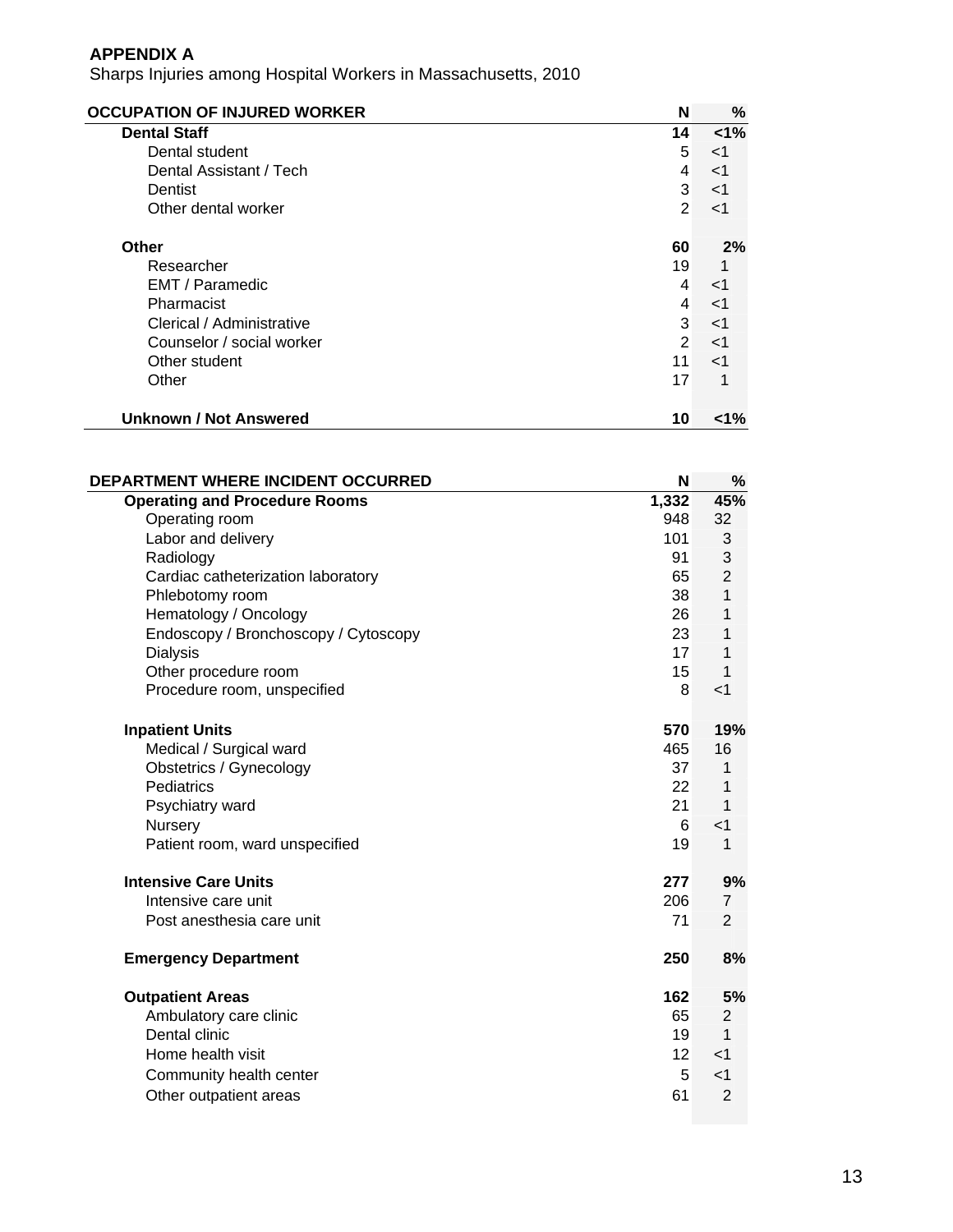**APPENDIX A**

Sharps Injuries among Hospital Workers in Massachusetts, 2010

| OCCUPATION OF INJURED WORKER | N | % |
|---|---|---|
| **Dental Staff** | **14** | **<1%** |
| Dental student | 5 | <1 |
| Dental Assistant / Tech | 4 | <1 |
| Dentist | 3 | <1 |
| Other dental worker | 2 | <1 |
| | | |
| **Other** | **60** | **2%** |
| Researcher | 19 | 1 |
| EMT / Paramedic | 4 | <1 |
| Pharmacist | 4 | <1 |
| Clerical / Administrative | 3 | <1 |
| Counselor / social worker | 2 | <1 |
| Other student | 11 | <1 |
| Other | 17 | 1 |
| | | |
| **Unknown / Not Answered** | **10** | **<1%** |

| DEPARTMENT WHERE INCIDENT OCCURRED | N | % |
|---|---|---|
| **Operating and Procedure Rooms** | **1,332** | **45%** |
| Operating room | 948 | 32 |
| Labor and delivery | 101 | 3 |
| Radiology | 91 | 3 |
| Cardiac catheterization laboratory | 65 | 2 |
| Phlebotomy room | 38 | 1 |
| Hematology / Oncology | 26 | 1 |
| Endoscopy / Bronchoscopy / Cytoscopy | 23 | 1 |
| Dialysis | 17 | 1 |
| Other procedure room | 15 | 1 |
| Procedure room, unspecified | 8 | <1 |
| | | |
| **Inpatient Units** | **570** | **19%** |
| Medical / Surgical ward | 465 | 16 |
| Obstetrics / Gynecology | 37 | 1 |
| Pediatrics | 22 | 1 |
| Psychiatry ward | 21 | 1 |
| Nursery | 6 | <1 |
| Patient room, ward unspecified | 19 | 1 |
| | | |
| **Intensive Care Units** | **277** | **9%** |
| Intensive care unit | 206 | 7 |
| Post anesthesia care unit | 71 | 2 |
| | | |
| **Emergency Department** | **250** | **8%** |
| | | |
| **Outpatient Areas** | **162** | **5%** |
| Ambulatory care clinic | 65 | 2 |
| Dental clinic | 19 | 1 |
| Home health visit | 12 | <1 |
| Community health center | 5 | <1 |
| Other outpatient areas | 61 | 2 |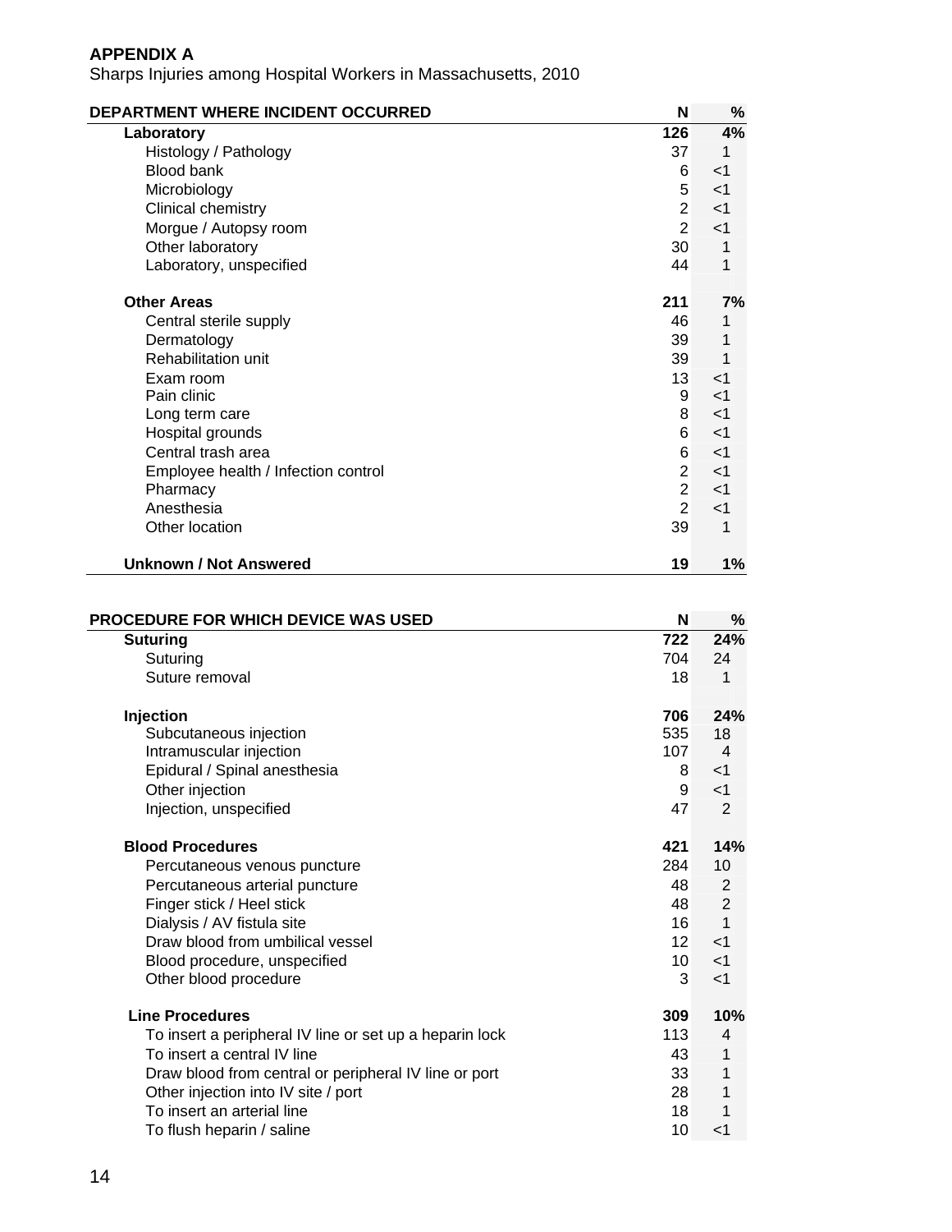**APPENDIX A**

Sharps Injuries among Hospital Workers in Massachusetts, 2010

| DEPARTMENT WHERE INCIDENT OCCURRED | N | % |
|---|---|---|
| **Laboratory** | **126** | **4%** |
| Histology / Pathology | 37 | 1 |
| Blood bank | 6 | <1 |
| Microbiology | 5 | <1 |
| Clinical chemistry | 2 | <1 |
| Morgue / Autopsy room | 2 | <1 |
| Other laboratory | 30 | 1 |
| Laboratory, unspecified | 44 | 1 |
| **Other Areas** | **211** | **7%** |
| Central sterile supply | 46 | 1 |
| Dermatology | 39 | 1 |
| Rehabilitation unit | 39 | 1 |
| Exam room | 13 | <1 |
| Pain clinic | 9 | <1 |
| Long term care | 8 | <1 |
| Hospital grounds | 6 | <1 |
| Central trash area | 6 | <1 |
| Employee health / Infection control | 2 | <1 |
| Pharmacy | 2 | <1 |
| Anesthesia | 2 | <1 |
| Other location | 39 | 1 |
| **Unknown / Not Answered** | **19** | **1%** |

| PROCEDURE FOR WHICH DEVICE WAS USED | N | % |
|---|---|---|
| **Suturing** | **722** | **24%** |
| Suturing | 704 | 24 |
| Suture removal | 18 | 1 |
| **Injection** | **706** | **24%** |
| Subcutaneous injection | 535 | 18 |
| Intramuscular injection | 107 | 4 |
| Epidural / Spinal anesthesia | 8 | <1 |
| Other injection | 9 | <1 |
| Injection, unspecified | 47 | 2 |
| **Blood Procedures** | **421** | **14%** |
| Percutaneous venous puncture | 284 | 10 |
| Percutaneous arterial puncture | 48 | 2 |
| Finger stick / Heel stick | 48 | 2 |
| Dialysis / AV fistula site | 16 | 1 |
| Draw blood from umbilical vessel | 12 | <1 |
| Blood procedure, unspecified | 10 | <1 |
| Other blood procedure | 3 | <1 |
| **Line Procedures** | **309** | **10%** |
| To insert a peripheral IV line or set up a heparin lock | 113 | 4 |
| To insert a central IV line | 43 | 1 |
| Draw blood from central or peripheral IV line or port | 33 | 1 |
| Other injection into IV site / port | 28 | 1 |
| To insert an arterial line | 18 | 1 |
| To flush heparin / saline | 10 | <1 |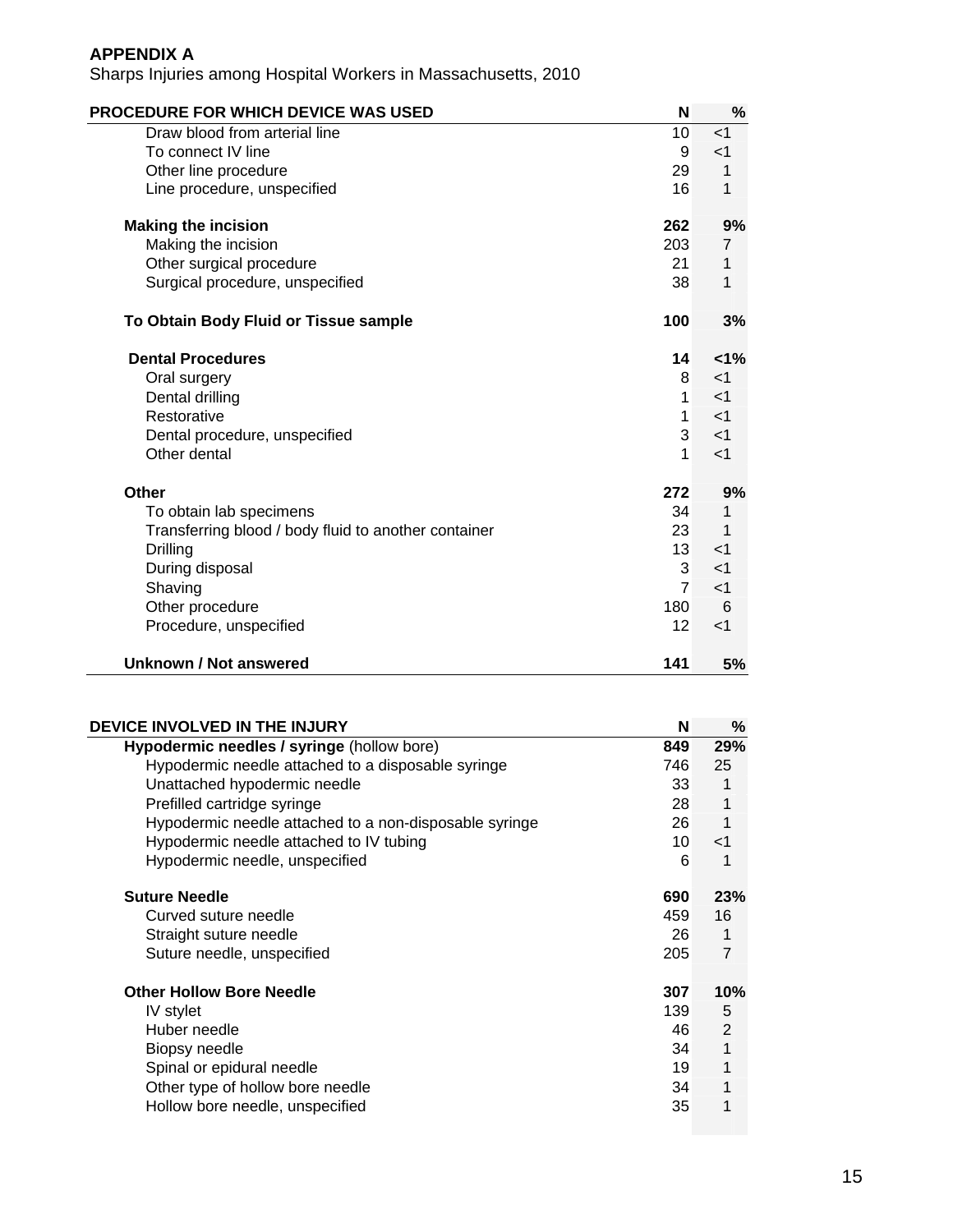**APPENDIX A**

Sharps Injuries among Hospital Workers in Massachusetts, 2010

| PROCEDURE FOR WHICH DEVICE WAS USED | N | % |
|---|---|---|
| Draw blood from arterial line | 10 | <1 |
| To connect IV line | 9 | <1 |
| Other line procedure | 29 | 1 |
| Line procedure, unspecified | 16 | 1 |
| **Making the incision** | **262** | **9%** |
| Making the incision | 203 | 7 |
| Other surgical procedure | 21 | 1 |
| Surgical procedure, unspecified | 38 | 1 |
| **To Obtain Body Fluid or Tissue sample** | **100** | **3%** |
| **Dental Procedures** | **14** | **<1%** |
| Oral surgery | 8 | <1 |
| Dental drilling | 1 | <1 |
| Restorative | 1 | <1 |
| Dental procedure, unspecified | 3 | <1 |
| Other dental | 1 | <1 |
| **Other** | **272** | **9%** |
| To obtain lab specimens | 34 | 1 |
| Transferring blood / body fluid to another container | 23 | 1 |
| Drilling | 13 | <1 |
| During disposal | 3 | <1 |
| Shaving | 7 | <1 |
| Other procedure | 180 | 6 |
| Procedure, unspecified | 12 | <1 |
| **Unknown / Not answered** | **141** | **5%** |

| DEVICE INVOLVED IN THE INJURY | N | % |
|---|---|---|
| **Hypodermic needles / syringe** (hollow bore) | **849** | **29%** |
| Hypodermic needle attached to a disposable syringe | 746 | 25 |
| Unattached hypodermic needle | 33 | 1 |
| Prefilled cartridge syringe | 28 | 1 |
| Hypodermic needle attached to a non-disposable syringe | 26 | 1 |
| Hypodermic needle attached to IV tubing | 10 | <1 |
| Hypodermic needle, unspecified | 6 | 1 |
| **Suture Needle** | **690** | **23%** |
| Curved suture needle | 459 | 16 |
| Straight suture needle | 26 | 1 |
| Suture needle, unspecified | 205 | 7 |
| **Other Hollow Bore Needle** | **307** | **10%** |
| IV stylet | 139 | 5 |
| Huber needle | 46 | 2 |
| Biopsy needle | 34 | 1 |
| Spinal or epidural needle | 19 | 1 |
| Other type of hollow bore needle | 34 | 1 |
| Hollow bore needle, unspecified | 35 | 1 |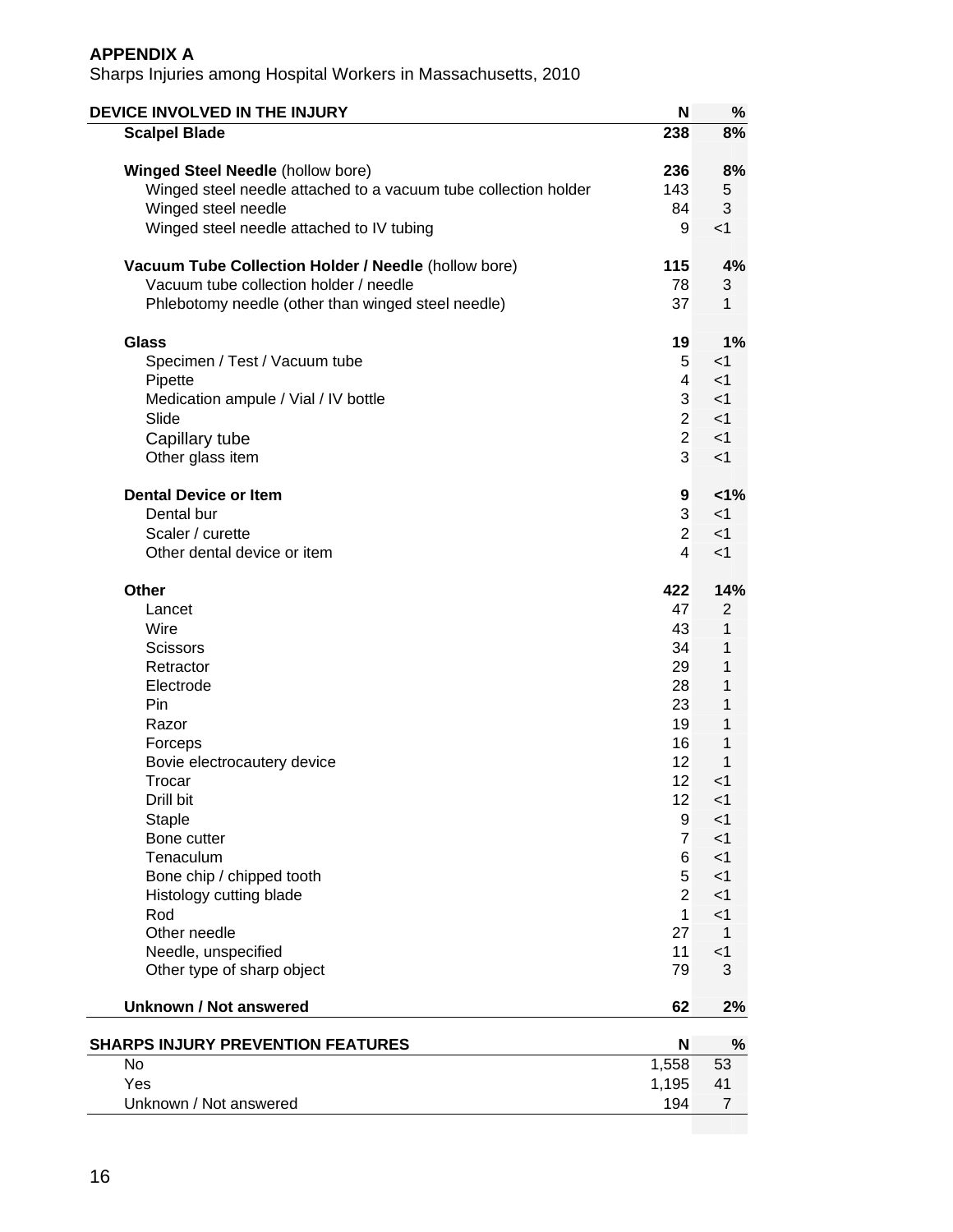**APPENDIX A**

Sharps Injuries among Hospital Workers in Massachusetts, 2010

| DEVICE INVOLVED IN THE INJURY | N | % |
|---|---|---|
| **Scalpel Blade** | **238** | **8%** |
| | | |
| **Winged Steel Needle** (hollow bore) | **236** | **8%** |
| Winged steel needle attached to a vacuum tube collection holder | 143 | 5 |
| Winged steel needle | 84 | 3 |
| Winged steel needle attached to IV tubing | 9 | <1 |
| | | |
| **Vacuum Tube Collection Holder / Needle** (hollow bore) | **115** | **4%** |
| Vacuum tube collection holder / needle | 78 | 3 |
| Phlebotomy needle (other than winged steel needle) | 37 | 1 |
| | | |
| **Glass** | **19** | **1%** |
| Specimen / Test / Vacuum tube | 5 | <1 |
| Pipette | 4 | <1 |
| Medication ampule / Vial / IV bottle | 3 | <1 |
| Slide | 2 | <1 |
| Capillary tube | 2 | <1 |
| Other glass item | 3 | <1 |
| | | |
| **Dental Device or Item** | **9** | **<1%** |
| Dental bur | 3 | <1 |
| Scaler / curette | 2 | <1 |
| Other dental device or item | 4 | <1 |
| | | |
| **Other** | **422** | **14%** |
| Lancet | 47 | 2 |
| Wire | 43 | 1 |
| Scissors | 34 | 1 |
| Retractor | 29 | 1 |
| Electrode | 28 | 1 |
| Pin | 23 | 1 |
| Razor | 19 | 1 |
| Forceps | 16 | 1 |
| Bovie electrocautery device | 12 | 1 |
| Trocar | 12 | <1 |
| Drill bit | 12 | <1 |
| Staple | 9 | <1 |
| Bone cutter | 7 | <1 |
| Tenaculum | 6 | <1 |
| Bone chip / chipped tooth | 5 | <1 |
| Histology cutting blade | 2 | <1 |
| Rod | 1 | <1 |
| Other needle | 27 | 1 |
| Needle, unspecified | 11 | <1 |
| Other type of sharp object | 79 | 3 |
| | | |
| **Unknown / Not answered** | **62** | **2%** |

| SHARPS INJURY PREVENTION FEATURES | N | % |
|---|---|---|
| No | 1,558 | 53 |
| Yes | 1,195 | 41 |
| Unknown / Not answered | 194 | 7 |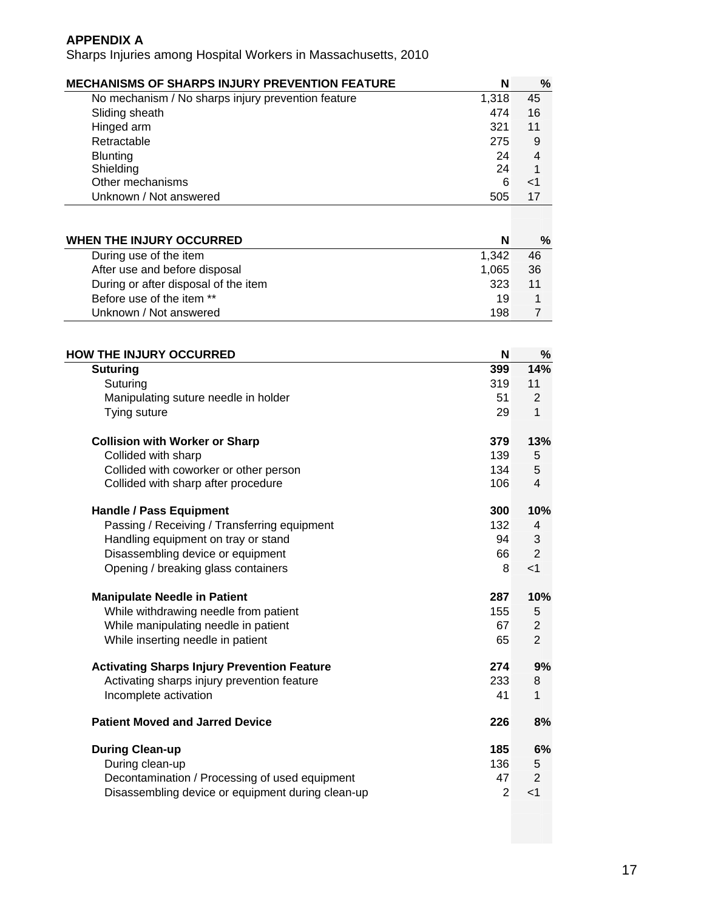**APPENDIX A**

Sharps Injuries among Hospital Workers in Massachusetts, 2010

| MECHANISMS OF SHARPS INJURY PREVENTION FEATURE | N | % |
|---|---|---|
| No mechanism / No sharps injury prevention feature | 1,318 | 45 |
| Sliding sheath | 474 | 16 |
| Hinged arm | 321 | 11 |
| Retractable | 275 | 9 |
| Blunting | 24 | 4 |
| Shielding | 24 | 1 |
| Other mechanisms | 6 | <1 |
| Unknown / Not answered | 505 | 17 |

| WHEN THE INJURY OCCURRED | N | % |
|---|---|---|
| During use of the item | 1,342 | 46 |
| After use and before disposal | 1,065 | 36 |
| During or after disposal of the item | 323 | 11 |
| Before use of the item ** | 19 | 1 |
| Unknown / Not answered | 198 | 7 |

| HOW THE INJURY OCCURRED | N | % |
|---|---|---|
| **Suturing** | **399** | **14%** |
| Suturing | 319 | 11 |
| Manipulating suture needle in holder | 51 | 2 |
| Tying suture | 29 | 1 |
| **Collision with Worker or Sharp** | **379** | **13%** |
| Collided with sharp | 139 | 5 |
| Collided with coworker or other person | 134 | 5 |
| Collided with sharp after procedure | 106 | 4 |
| **Handle / Pass Equipment** | **300** | **10%** |
| Passing / Receiving / Transferring equipment | 132 | 4 |
| Handling equipment on tray or stand | 94 | 3 |
| Disassembling device or equipment | 66 | 2 |
| Opening / breaking glass containers | 8 | <1 |
| **Manipulate Needle in Patient** | **287** | **10%** |
| While withdrawing needle from patient | 155 | 5 |
| While manipulating needle in patient | 67 | 2 |
| While inserting needle in patient | 65 | 2 |
| **Activating Sharps Injury Prevention Feature** | **274** | **9%** |
| Activating sharps injury prevention feature | 233 | 8 |
| Incomplete activation | 41 | 1 |
| **Patient Moved and Jarred Device** | **226** | **8%** |
| **During Clean-up** | **185** | **6%** |
| During clean-up | 136 | 5 |
| Decontamination / Processing of used equipment | 47 | 2 |
| Disassembling device or equipment during clean-up | 2 | <1 |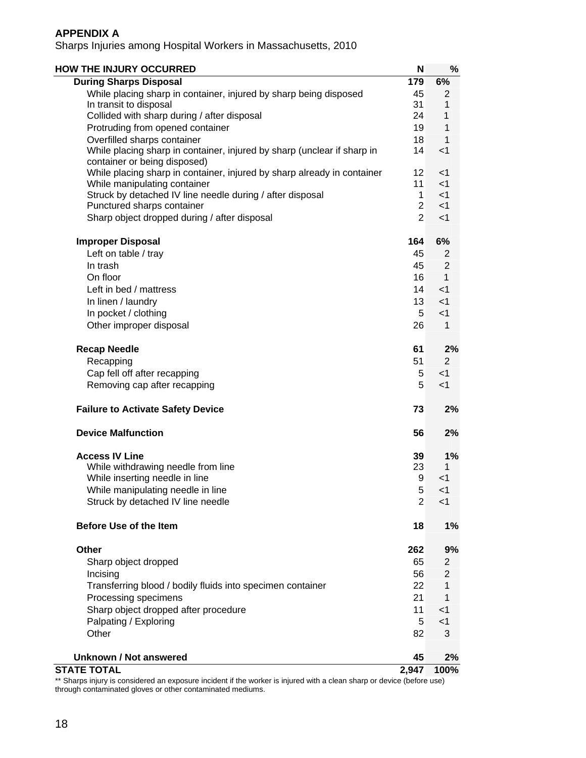**APPENDIX A**

Sharps Injuries among Hospital Workers in Massachusetts, 2010

| HOW THE INJURY OCCURRED | N | % |
|---|---|---|
| **During Sharps Disposal** | **179** | **6%** |
| While placing sharp in container, injured by sharp being disposed | 45 | 2 |
| In transit to disposal | 31 | 1 |
| Collided with sharp during / after disposal | 24 | 1 |
| Protruding from opened container | 19 | 1 |
| Overfilled sharps container | 18 | 1 |
| While placing sharp in container, injured by sharp (unclear if sharp in container or being disposed) | 14 | <1 |
| While placing sharp in container, injured by sharp already in container | 12 | <1 |
| While manipulating container | 11 | <1 |
| Struck by detached IV line needle during / after disposal | 1 | <1 |
| Punctured sharps container | 2 | <1 |
| Sharp object dropped during / after disposal | 2 | <1 |
| **Improper Disposal** | **164** | **6%** |
| Left on table / tray | 45 | 2 |
| In trash | 45 | 2 |
| On floor | 16 | 1 |
| Left in bed / mattress | 14 | <1 |
| In linen / laundry | 13 | <1 |
| In pocket / clothing | 5 | <1 |
| Other improper disposal | 26 | 1 |
| **Recap Needle** | **61** | **2%** |
| Recapping | 51 | 2 |
| Cap fell off after recapping | 5 | <1 |
| Removing cap after recapping | 5 | <1 |
| **Failure to Activate Safety Device** | **73** | **2%** |
| **Device Malfunction** | **56** | **2%** |
| **Access IV Line** | **39** | **1%** |
| While withdrawing needle from line | 23 | 1 |
| While inserting needle in line | 9 | <1 |
| While manipulating needle in line | 5 | <1 |
| Struck by detached IV line needle | 2 | <1 |
| **Before Use of the Item** | **18** | **1%** |
| **Other** | **262** | **9%** |
| Sharp object dropped | 65 | 2 |
| Incising | 56 | 2 |
| Transferring blood / bodily fluids into specimen container | 22 | 1 |
| Processing specimens | 21 | 1 |
| Sharp object dropped after procedure | 11 | <1 |
| Palpating / Exploring | 5 | <1 |
| Other | 82 | 3 |
| **Unknown / Not answered** | **45** | **2%** |
| **STATE TOTAL** | **2,947** | **100%** |

** Sharps injury is considered an exposure incident if the worker is injured with a clean sharp or device (before use) through contaminated gloves or other contaminated mediums.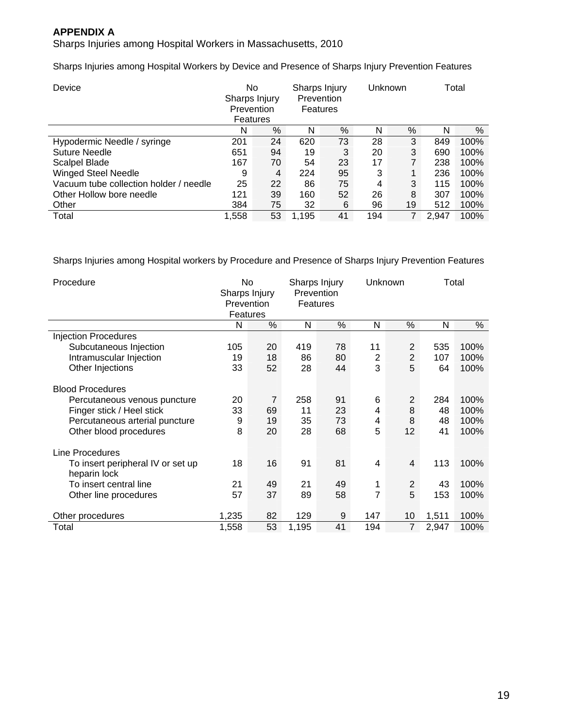**APPENDIX A**

Sharps Injuries among Hospital Workers in Massachusetts, 2010

Sharps Injuries among Hospital Workers by Device and Presence of Sharps Injury Prevention Features

| Device | No Sharps Injury Prevention Features | | Sharps Injury Prevention Features | | Unknown | | Total | |
|---|---|---|---|---|---|---|---|---|
| | N | % | N | % | N | % | N | % |
| Hypodermic Needle / syringe | 201 | 24 | 620 | 73 | 28 | 3 | 849 | 100% |
| Suture Needle | 651 | 94 | 19 | 3 | 20 | 3 | 690 | 100% |
| Scalpel Blade | 167 | 70 | 54 | 23 | 17 | 7 | 238 | 100% |
| Winged Steel Needle | 9 | 4 | 224 | 95 | 3 | 1 | 236 | 100% |
| Vacuum tube collection holder / needle | 25 | 22 | 86 | 75 | 4 | 3 | 115 | 100% |
| Other Hollow bore needle | 121 | 39 | 160 | 52 | 26 | 8 | 307 | 100% |
| Other | 384 | 75 | 32 | 6 | 96 | 19 | 512 | 100% |
| Total | 1,558 | 53 | 1,195 | 41 | 194 | 7 | 2,947 | 100% |

Sharps Injuries among Hospital workers by Procedure and Presence of Sharps Injury Prevention Features

| Procedure | No Sharps Injury Prevention Features | | Sharps Injury Prevention Features | | Unknown | | Total | |
|---|---|---|---|---|---|---|---|---|
| | N | % | N | % | N | % | N | % |
| **Injection Procedures** | | | | | | | | |
| Subcutaneous Injection | 105 | 20 | 419 | 78 | 11 | 2 | 535 | 100% |
| Intramuscular Injection | 19 | 18 | 86 | 80 | 2 | 2 | 107 | 100% |
| Other Injections | 33 | 52 | 28 | 44 | 3 | 5 | 64 | 100% |
| **Blood Procedures** | | | | | | | | |
| Percutaneous venous puncture | 20 | 7 | 258 | 91 | 6 | 2 | 284 | 100% |
| Finger stick / Heel stick | 33 | 69 | 11 | 23 | 4 | 8 | 48 | 100% |
| Percutaneous arterial puncture | 9 | 19 | 35 | 73 | 4 | 8 | 48 | 100% |
| Other blood procedures | 8 | 20 | 28 | 68 | 5 | 12 | 41 | 100% |
| **Line Procedures** | | | | | | | | |
| To insert peripheral IV or set up heparin lock | 18 | 16 | 91 | 81 | 4 | 4 | 113 | 100% |
| To insert central line | 21 | 49 | 21 | 49 | 1 | 2 | 43 | 100% |
| Other line procedures | 57 | 37 | 89 | 58 | 7 | 5 | 153 | 100% |
| Other procedures | 1,235 | 82 | 129 | 9 | 147 | 10 | 1,511 | 100% |
| Total | 1,558 | 53 | 1,195 | 41 | 194 | 7 | 2,947 | 100% |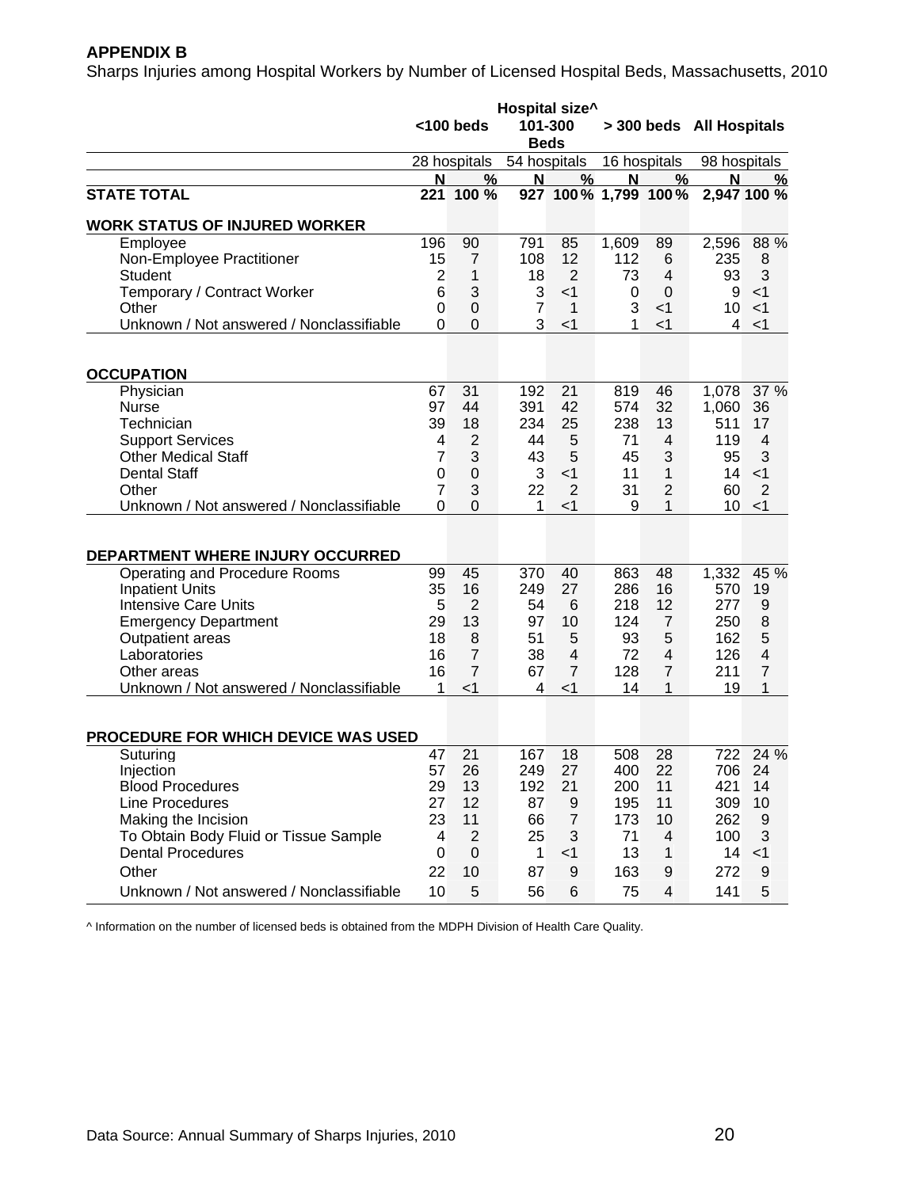**APPENDIX B**

Sharps Injuries among Hospital Workers by Number of Licensed Hospital Beds, Massachusetts, 2010

| | Hospital size^ | | | | | | | |
|---|---|---|---|---|---|---|---|---|
| | <100 beds | | 101-300 Beds | | > 300 beds | | All Hospitals | |
| | 28 hospitals | | 54 hospitals | | 16 hospitals | | 98 hospitals | |
| | N | % | N | % | N | % | N | % |
| **STATE TOTAL** | **221** | **100 %** | **927** | **100%** | **1,799** | **100%** | **2,947** | **100 %** |
| **WORK STATUS OF INJURED WORKER** | | | | | | | | |
| Employee | 196 | 90 | 791 | 85 | 1,609 | 89 | 2,596 | 88 % |
| Non-Employee Practitioner | 15 | 7 | 108 | 12 | 112 | 6 | 235 | 8 |
| Student | 2 | 1 | 18 | 2 | 73 | 4 | 93 | 3 |
| Temporary / Contract Worker | 6 | 3 | 3 | <1 | 0 | 0 | 9 | <1 |
| Other | 0 | 0 | 7 | 1 | 3 | <1 | 10 | <1 |
| Unknown / Not answered / Nonclassifiable | 0 | 0 | 3 | <1 | 1 | <1 | 4 | <1 |
| **OCCUPATION** | | | | | | | | |
| Physician | 67 | 31 | 192 | 21 | 819 | 46 | 1,078 | 37 % |
| Nurse | 97 | 44 | 391 | 42 | 574 | 32 | 1,060 | 36 |
| Technician | 39 | 18 | 234 | 25 | 238 | 13 | 511 | 17 |
| Support Services | 4 | 2 | 44 | 5 | 71 | 4 | 119 | 4 |
| Other Medical Staff | 7 | 3 | 43 | 5 | 45 | 3 | 95 | 3 |
| Dental Staff | 0 | 0 | 3 | <1 | 11 | 1 | 14 | <1 |
| Other | 7 | 3 | 22 | 2 | 31 | 2 | 60 | 2 |
| Unknown / Not answered / Nonclassifiable | 0 | 0 | 1 | <1 | 9 | 1 | 10 | <1 |
| **DEPARTMENT WHERE INJURY OCCURRED** | | | | | | | | |
| Operating and Procedure Rooms | 99 | 45 | 370 | 40 | 863 | 48 | 1,332 | 45 % |
| Inpatient Units | 35 | 16 | 249 | 27 | 286 | 16 | 570 | 19 |
| Intensive Care Units | 5 | 2 | 54 | 6 | 218 | 12 | 277 | 9 |
| Emergency Department | 29 | 13 | 97 | 10 | 124 | 7 | 250 | 8 |
| Outpatient areas | 18 | 8 | 51 | 5 | 93 | 5 | 162 | 5 |
| Laboratories | 16 | 7 | 38 | 4 | 72 | 4 | 126 | 4 |
| Other areas | 16 | 7 | 67 | 7 | 128 | 7 | 211 | 7 |
| Unknown / Not answered / Nonclassifiable | 1 | <1 | 4 | <1 | 14 | 1 | 19 | 1 |
| **PROCEDURE FOR WHICH DEVICE WAS USED** | | | | | | | | |
| Suturing | 47 | 21 | 167 | 18 | 508 | 28 | 722 | 24 % |
| Injection | 57 | 26 | 249 | 27 | 400 | 22 | 706 | 24 |
| Blood Procedures | 29 | 13 | 192 | 21 | 200 | 11 | 421 | 14 |
| Line Procedures | 27 | 12 | 87 | 9 | 195 | 11 | 309 | 10 |
| Making the Incision | 23 | 11 | 66 | 7 | 173 | 10 | 262 | 9 |
| To Obtain Body Fluid or Tissue Sample | 4 | 2 | 25 | 3 | 71 | 4 | 100 | 3 |
| Dental Procedures | 0 | 0 | 1 | <1 | 13 | 1 | 14 | <1 |
| Other | 22 | 10 | 87 | 9 | 163 | 9 | 272 | 9 |
| Unknown / Not answered / Nonclassifiable | 10 | 5 | 56 | 6 | 75 | 4 | 141 | 5 |

^ Information on the number of licensed beds is obtained from the MDPH Division of Health Care Quality.

Data Source: Annual Summary of Sharps Injuries, 2010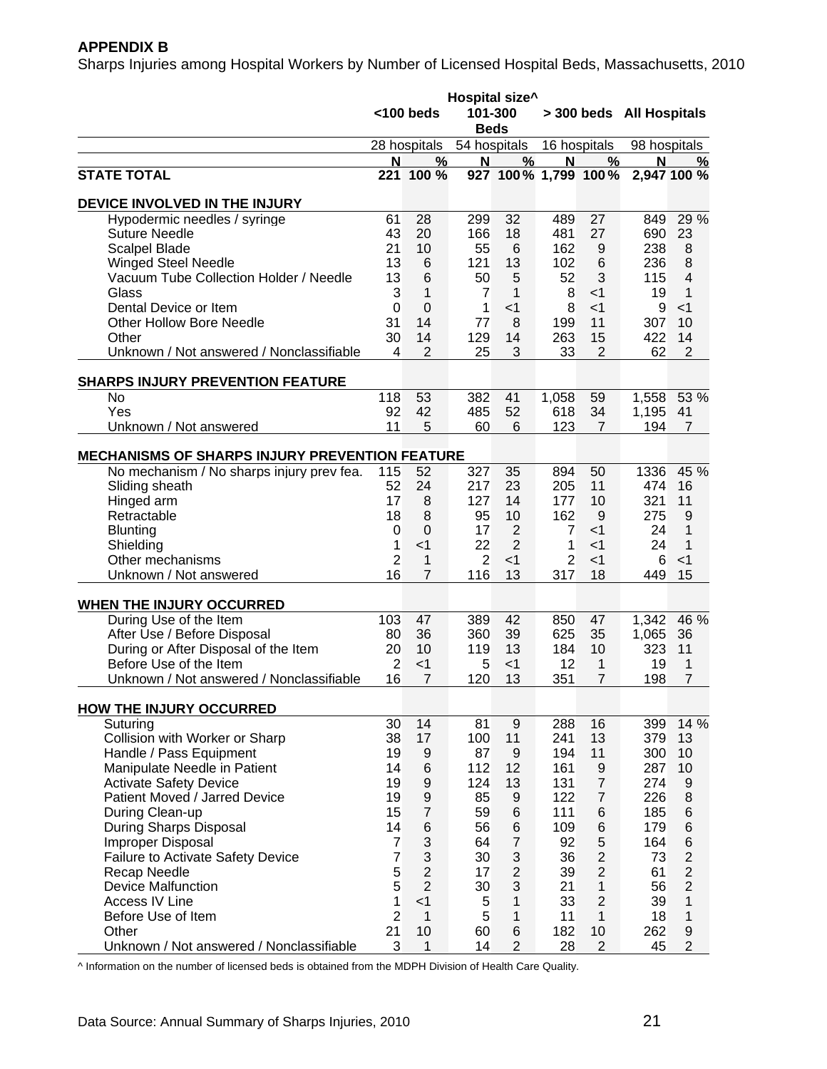**APPENDIX B**

Sharps Injuries among Hospital Workers by Number of Licensed Hospital Beds, Massachusetts, 2010

| | Hospital size^ | | | | | | | |
|---|---|---|---|---|---|---|---|---|
| | <100 beds | | 101-300 Beds | | > 300 beds | | All Hospitals | |
| | 28 hospitals | | 54 hospitals | | 16 hospitals | | 98 hospitals | |
| | N | % | N | % | N | % | N | % |
| **STATE TOTAL** | **221** | **100 %** | **927** | **100%** | **1,799** | **100%** | **2,947** | **100 %** |
| **DEVICE INVOLVED IN THE INJURY** | | | | | | | | |
| Hypodermic needles / syringe | 61 | 28 | 299 | 32 | 489 | 27 | 849 | 29 % |
| Suture Needle | 43 | 20 | 166 | 18 | 481 | 27 | 690 | 23 |
| Scalpel Blade | 21 | 10 | 55 | 6 | 162 | 9 | 238 | 8 |
| Winged Steel Needle | 13 | 6 | 121 | 13 | 102 | 6 | 236 | 8 |
| Vacuum Tube Collection Holder / Needle | 13 | 6 | 50 | 5 | 52 | 3 | 115 | 4 |
| Glass | 3 | 1 | 7 | 1 | 8 | <1 | 19 | 1 |
| Dental Device or Item | 0 | 0 | 1 | <1 | 8 | <1 | 9 | <1 |
| Other Hollow Bore Needle | 31 | 14 | 77 | 8 | 199 | 11 | 307 | 10 |
| Other | 30 | 14 | 129 | 14 | 263 | 15 | 422 | 14 |
| Unknown / Not answered / Nonclassifiable | 4 | 2 | 25 | 3 | 33 | 2 | 62 | 2 |
| **SHARPS INJURY PREVENTION FEATURE** | | | | | | | | |
| No | 118 | 53 | 382 | 41 | 1,058 | 59 | 1,558 | 53 % |
| Yes | 92 | 42 | 485 | 52 | 618 | 34 | 1,195 | 41 |
| Unknown / Not answered | 11 | 5 | 60 | 6 | 123 | 7 | 194 | 7 |
| **MECHANISMS OF SHARPS INJURY PREVENTION FEATURE** | | | | | | | | |
| No mechanism / No sharps injury prev fea. | 115 | 52 | 327 | 35 | 894 | 50 | 1336 | 45 % |
| Sliding sheath | 52 | 24 | 217 | 23 | 205 | 11 | 474 | 16 |
| Hinged arm | 17 | 8 | 127 | 14 | 177 | 10 | 321 | 11 |
| Retractable | 18 | 8 | 95 | 10 | 162 | 9 | 275 | 9 |
| Blunting | 0 | 0 | 17 | 2 | 7 | <1 | 24 | 1 |
| Shielding | 1 | <1 | 22 | 2 | 1 | <1 | 24 | 1 |
| Other mechanisms | 2 | 1 | 2 | <1 | 2 | <1 | 6 | <1 |
| Unknown / Not answered | 16 | 7 | 116 | 13 | 317 | 18 | 449 | 15 |
| **WHEN THE INJURY OCCURRED** | | | | | | | | |
| During Use of the Item | 103 | 47 | 389 | 42 | 850 | 47 | 1,342 | 46 % |
| After Use / Before Disposal | 80 | 36 | 360 | 39 | 625 | 35 | 1,065 | 36 |
| During or After Disposal of the Item | 20 | 10 | 119 | 13 | 184 | 10 | 323 | 11 |
| Before Use of the Item | 2 | <1 | 5 | <1 | 12 | 1 | 19 | 1 |
| Unknown / Not answered / Nonclassifiable | 16 | 7 | 120 | 13 | 351 | 7 | 198 | 7 |
| **HOW THE INJURY OCCURRED** | | | | | | | | |
| Suturing | 30 | 14 | 81 | 9 | 288 | 16 | 399 | 14 % |
| Collision with Worker or Sharp | 38 | 17 | 100 | 11 | 241 | 13 | 379 | 13 |
| Handle / Pass Equipment | 19 | 9 | 87 | 9 | 194 | 11 | 300 | 10 |
| Manipulate Needle in Patient | 14 | 6 | 112 | 12 | 161 | 9 | 287 | 10 |
| Activate Safety Device | 19 | 9 | 124 | 13 | 131 | 7 | 274 | 9 |
| Patient Moved / Jarred Device | 19 | 9 | 85 | 9 | 122 | 7 | 226 | 8 |
| During Clean-up | 15 | 7 | 59 | 6 | 111 | 6 | 185 | 6 |
| During Sharps Disposal | 14 | 6 | 56 | 6 | 109 | 6 | 179 | 6 |
| Improper Disposal | 7 | 3 | 64 | 7 | 92 | 5 | 164 | 6 |
| Failure to Activate Safety Device | 7 | 3 | 30 | 3 | 36 | 2 | 73 | 2 |
| Recap Needle | 5 | 2 | 17 | 2 | 39 | 2 | 61 | 2 |
| Device Malfunction | 5 | 2 | 30 | 3 | 21 | 1 | 56 | 2 |
| Access IV Line | 1 | <1 | 5 | 1 | 33 | 2 | 39 | 1 |
| Before Use of Item | 2 | 1 | 5 | 1 | 11 | 1 | 18 | 1 |
| Other | 21 | 10 | 60 | 6 | 182 | 10 | 262 | 9 |
| Unknown / Not answered / Nonclassifiable | 3 | 1 | 14 | 2 | 28 | 2 | 45 | 2 |

^ Information on the number of licensed beds is obtained from the MDPH Division of Health Care Quality.

Data Source: Annual Summary of Sharps Injuries, 2010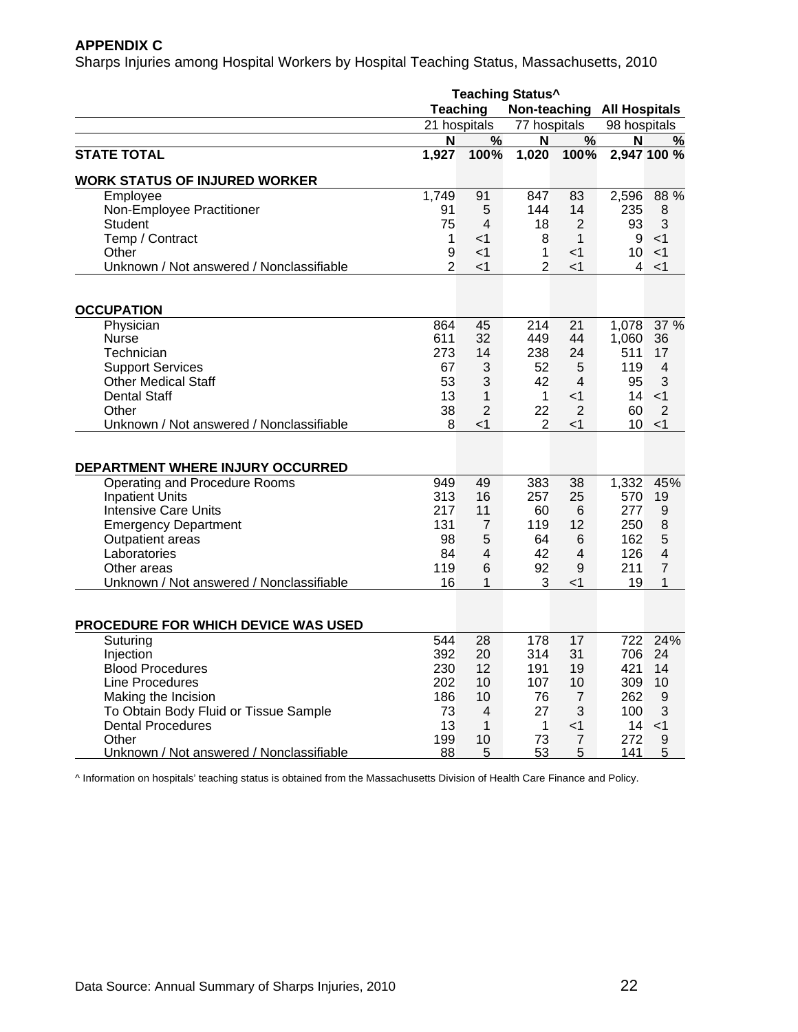**APPENDIX C**

Sharps Injuries among Hospital Workers by Hospital Teaching Status, Massachusetts, 2010

| | Teaching Status^ | | | | | |
|---|---|---|---|---|---|---|
| | Teaching | | Non-teaching | | All Hospitals | |
| | 21 hospitals | | 77 hospitals | | 98 hospitals | |
| | N | % | N | % | N | % |
| **STATE TOTAL** | **1,927** | **100%** | **1,020** | **100%** | **2,947** | **100 %** |
| **WORK STATUS OF INJURED WORKER** | | | | | | |
| Employee | 1,749 | 91 | 847 | 83 | 2,596 | 88 % |
| Non-Employee Practitioner | 91 | 5 | 144 | 14 | 235 | 8 |
| Student | 75 | 4 | 18 | 2 | 93 | 3 |
| Temp / Contract | 1 | <1 | 8 | 1 | 9 | <1 |
| Other | 9 | <1 | 1 | <1 | 10 | <1 |
| Unknown / Not answered / Nonclassifiable | 2 | <1 | 2 | <1 | 4 | <1 |
| **OCCUPATION** | | | | | | |
| Physician | 864 | 45 | 214 | 21 | 1,078 | 37 % |
| Nurse | 611 | 32 | 449 | 44 | 1,060 | 36 |
| Technician | 273 | 14 | 238 | 24 | 511 | 17 |
| Support Services | 67 | 3 | 52 | 5 | 119 | 4 |
| Other Medical Staff | 53 | 3 | 42 | 4 | 95 | 3 |
| Dental Staff | 13 | 1 | 1 | <1 | 14 | <1 |
| Other | 38 | 2 | 22 | 2 | 60 | 2 |
| Unknown / Not answered / Nonclassifiable | 8 | <1 | 2 | <1 | 10 | <1 |
| **DEPARTMENT WHERE INJURY OCCURRED** | | | | | | |
| Operating and Procedure Rooms | 949 | 49 | 383 | 38 | 1,332 | 45% |
| Inpatient Units | 313 | 16 | 257 | 25 | 570 | 19 |
| Intensive Care Units | 217 | 11 | 60 | 6 | 277 | 9 |
| Emergency Department | 131 | 7 | 119 | 12 | 250 | 8 |
| Outpatient areas | 98 | 5 | 64 | 6 | 162 | 5 |
| Laboratories | 84 | 4 | 42 | 4 | 126 | 4 |
| Other areas | 119 | 6 | 92 | 9 | 211 | 7 |
| Unknown / Not answered / Nonclassifiable | 16 | 1 | 3 | <1 | 19 | 1 |
| **PROCEDURE FOR WHICH DEVICE WAS USED** | | | | | | |
| Suturing | 544 | 28 | 178 | 17 | 722 | 24% |
| Injection | 392 | 20 | 314 | 31 | 706 | 24 |
| Blood Procedures | 230 | 12 | 191 | 19 | 421 | 14 |
| Line Procedures | 202 | 10 | 107 | 10 | 309 | 10 |
| Making the Incision | 186 | 10 | 76 | 7 | 262 | 9 |
| To Obtain Body Fluid or Tissue Sample | 73 | 4 | 27 | 3 | 100 | 3 |
| Dental Procedures | 13 | 1 | 1 | <1 | 14 | <1 |
| Other | 199 | 10 | 73 | 7 | 272 | 9 |
| Unknown / Not answered / Nonclassifiable | 88 | 5 | 53 | 5 | 141 | 5 |

^ Information on hospitals' teaching status is obtained from the Massachusetts Division of Health Care Finance and Policy.

Data Source: Annual Summary of Sharps Injuries, 2010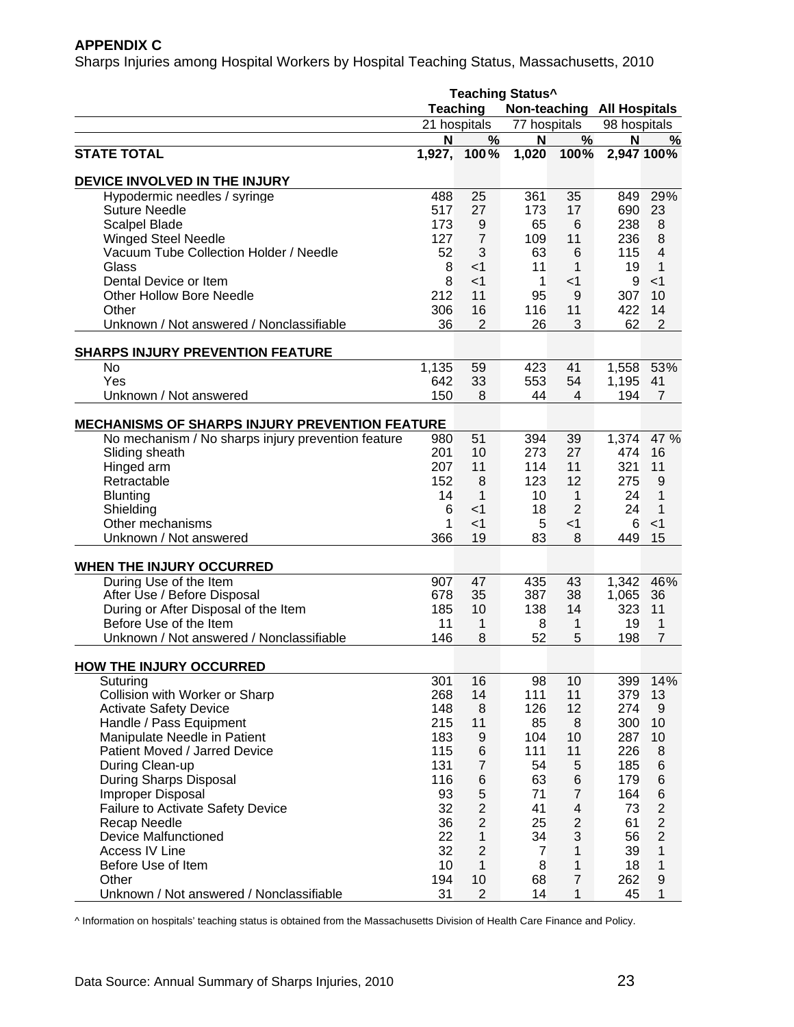**APPENDIX C**

Sharps Injuries among Hospital Workers by Hospital Teaching Status, Massachusetts, 2010

| | Teaching Status^ | | | | | |
|---|---|---|---|---|---|---|
| | Teaching | | Non-teaching | | All Hospitals | |
| | 21 hospitals | | 77 hospitals | | 98 hospitals | |
| | N | % | N | % | N | % |
| **STATE TOTAL** | **1,927,** | **100%** | **1,020** | **100%** | **2,947** | **100%** |
| **DEVICE INVOLVED IN THE INJURY** | | | | | | |
| Hypodermic needles / syringe | 488 | 25 | 361 | 35 | 849 | 29% |
| Suture Needle | 517 | 27 | 173 | 17 | 690 | 23 |
| Scalpel Blade | 173 | 9 | 65 | 6 | 238 | 8 |
| Winged Steel Needle | 127 | 7 | 109 | 11 | 236 | 8 |
| Vacuum Tube Collection Holder / Needle | 52 | 3 | 63 | 6 | 115 | 4 |
| Glass | 8 | <1 | 11 | 1 | 19 | 1 |
| Dental Device or Item | 8 | <1 | 1 | <1 | 9 | <1 |
| Other Hollow Bore Needle | 212 | 11 | 95 | 9 | 307 | 10 |
| Other | 306 | 16 | 116 | 11 | 422 | 14 |
| Unknown / Not answered / Nonclassifiable | 36 | 2 | 26 | 3 | 62 | 2 |
| **SHARPS INJURY PREVENTION FEATURE** | | | | | | |
| No | 1,135 | 59 | 423 | 41 | 1,558 | 53% |
| Yes | 642 | 33 | 553 | 54 | 1,195 | 41 |
| Unknown / Not answered | 150 | 8 | 44 | 4 | 194 | 7 |
| **MECHANISMS OF SHARPS INJURY PREVENTION FEATURE** | | | | | | |
| No mechanism / No sharps injury prevention feature | 980 | 51 | 394 | 39 | 1,374 | 47 % |
| Sliding sheath | 201 | 10 | 273 | 27 | 474 | 16 |
| Hinged arm | 207 | 11 | 114 | 11 | 321 | 11 |
| Retractable | 152 | 8 | 123 | 12 | 275 | 9 |
| Blunting | 14 | 1 | 10 | 1 | 24 | 1 |
| Shielding | 6 | <1 | 18 | 2 | 24 | 1 |
| Other mechanisms | 1 | <1 | 5 | <1 | 6 | <1 |
| Unknown / Not answered | 366 | 19 | 83 | 8 | 449 | 15 |
| **WHEN THE INJURY OCCURRED** | | | | | | |
| During Use of the Item | 907 | 47 | 435 | 43 | 1,342 | 46% |
| After Use / Before Disposal | 678 | 35 | 387 | 38 | 1,065 | 36 |
| During or After Disposal of the Item | 185 | 10 | 138 | 14 | 323 | 11 |
| Before Use of the Item | 11 | 1 | 8 | 1 | 19 | 1 |
| Unknown / Not answered / Nonclassifiable | 146 | 8 | 52 | 5 | 198 | 7 |
| **HOW THE INJURY OCCURRED** | | | | | | |
| Suturing | 301 | 16 | 98 | 10 | 399 | 14% |
| Collision with Worker or Sharp | 268 | 14 | 111 | 11 | 379 | 13 |
| Activate Safety Device | 148 | 8 | 126 | 12 | 274 | 9 |
| Handle / Pass Equipment | 215 | 11 | 85 | 8 | 300 | 10 |
| Manipulate Needle in Patient | 183 | 9 | 104 | 10 | 287 | 10 |
| Patient Moved / Jarred Device | 115 | 6 | 111 | 11 | 226 | 8 |
| During Clean-up | 131 | 7 | 54 | 5 | 185 | 6 |
| During Sharps Disposal | 116 | 6 | 63 | 6 | 179 | 6 |
| Improper Disposal | 93 | 5 | 71 | 7 | 164 | 6 |
| Failure to Activate Safety Device | 32 | 2 | 41 | 4 | 73 | 2 |
| Recap Needle | 36 | 2 | 25 | 2 | 61 | 2 |
| Device Malfunctioned | 22 | 1 | 34 | 3 | 56 | 2 |
| Access IV Line | 32 | 2 | 7 | 1 | 39 | 1 |
| Before Use of Item | 10 | 1 | 8 | 1 | 18 | 1 |
| Other | 194 | 10 | 68 | 7 | 262 | 9 |
| Unknown / Not answered / Nonclassifiable | 31 | 2 | 14 | 1 | 45 | 1 |

^ Information on hospitals' teaching status is obtained from the Massachusetts Division of Health Care Finance and Policy.

Data Source: Annual Summary of Sharps Injuries, 2010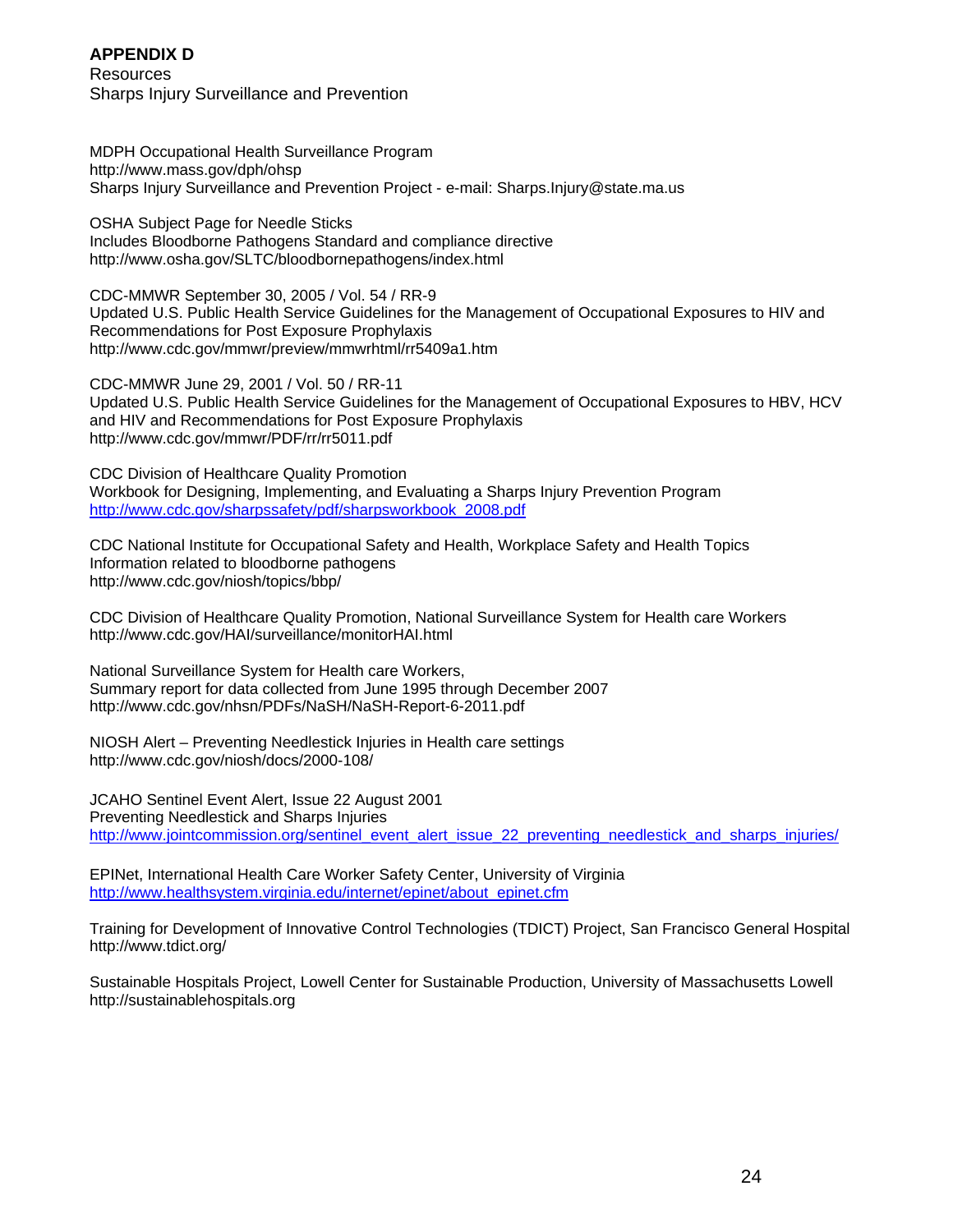# APPENDIX D

Resources
Sharps Injury Surveillance and Prevention

MDPH Occupational Health Surveillance Program
http://www.mass.gov/dph/ohsp
Sharps Injury Surveillance and Prevention Project - e-mail: Sharps.Injury@state.ma.us

OSHA Subject Page for Needle Sticks
Includes Bloodborne Pathogens Standard and compliance directive
http://www.osha.gov/SLTC/bloodbornepathogens/index.html

CDC-MMWR September 30, 2005 / Vol. 54 / RR-9
Updated U.S. Public Health Service Guidelines for the Management of Occupational Exposures to HIV and Recommendations for Post Exposure Prophylaxis
http://www.cdc.gov/mmwr/preview/mmwrhtml/rr5409a1.htm

CDC-MMWR June 29, 2001 / Vol. 50 / RR-11
Updated U.S. Public Health Service Guidelines for the Management of Occupational Exposures to HBV, HCV and HIV and Recommendations for Post Exposure Prophylaxis
http://www.cdc.gov/mmwr/PDF/rr/rr5011.pdf

CDC Division of Healthcare Quality Promotion
Workbook for Designing, Implementing, and Evaluating a Sharps Injury Prevention Program
http://www.cdc.gov/sharpssafety/pdf/sharpsworkbook_2008.pdf

CDC National Institute for Occupational Safety and Health, Workplace Safety and Health Topics
Information related to bloodborne pathogens
http://www.cdc.gov/niosh/topics/bbp/

CDC Division of Healthcare Quality Promotion, National Surveillance System for Health care Workers
http://www.cdc.gov/HAI/surveillance/monitorHAI.html

National Surveillance System for Health care Workers,
Summary report for data collected from June 1995 through December 2007
http://www.cdc.gov/nhsn/PDFs/NaSH/NaSH-Report-6-2011.pdf

NIOSH Alert – Preventing Needlestick Injuries in Health care settings
http://www.cdc.gov/niosh/docs/2000-108/

JCAHO Sentinel Event Alert, Issue 22 August 2001
Preventing Needlestick and Sharps Injuries
http://www.jointcommission.org/sentinel_event_alert_issue_22_preventing_needlestick_and_sharps_injuries/

EPINet, International Health Care Worker Safety Center, University of Virginia
http://www.healthsystem.virginia.edu/internet/epinet/about_epinet.cfm

Training for Development of Innovative Control Technologies (TDICT) Project, San Francisco General Hospital
http://www.tdict.org/

Sustainable Hospitals Project, Lowell Center for Sustainable Production, University of Massachusetts Lowell
http://sustainablehospitals.org